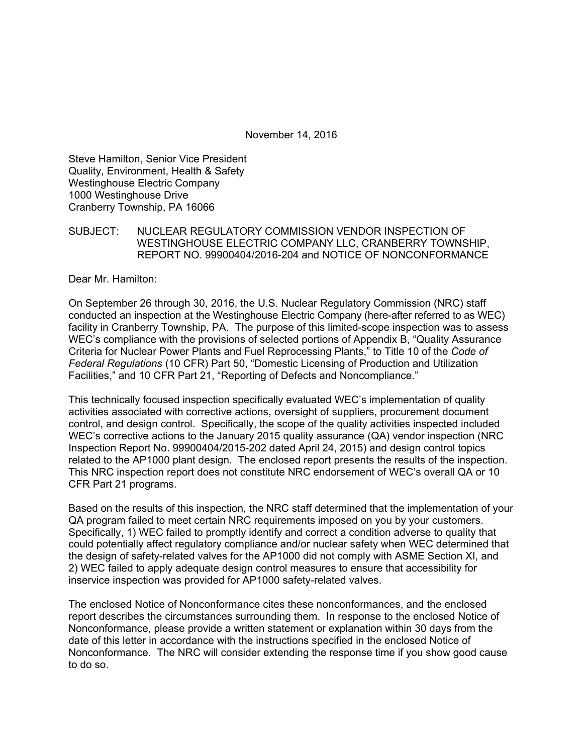November 14, 2016

Steve Hamilton, Senior Vice President
Quality, Environment, Health & Safety
Westinghouse Electric Company
1000 Westinghouse Drive
Cranberry Township, PA 16066

SUBJECT: NUCLEAR REGULATORY COMMISSION VENDOR INSPECTION OF WESTINGHOUSE ELECTRIC COMPANY LLC, CRANBERRY TOWNSHIP, REPORT NO. 99900404/2016-204 and NOTICE OF NONCONFORMANCE

Dear Mr. Hamilton:

On September 26 through 30, 2016, the U.S. Nuclear Regulatory Commission (NRC) staff conducted an inspection at the Westinghouse Electric Company (here-after referred to as WEC) facility in Cranberry Township, PA. The purpose of this limited-scope inspection was to assess WEC's compliance with the provisions of selected portions of Appendix B, "Quality Assurance Criteria for Nuclear Power Plants and Fuel Reprocessing Plants," to Title 10 of the *Code of Federal Regulations* (10 CFR) Part 50, "Domestic Licensing of Production and Utilization Facilities," and 10 CFR Part 21, "Reporting of Defects and Noncompliance."

This technically focused inspection specifically evaluated WEC's implementation of quality activities associated with corrective actions, oversight of suppliers, procurement document control, and design control. Specifically, the scope of the quality activities inspected included WEC's corrective actions to the January 2015 quality assurance (QA) vendor inspection (NRC Inspection Report No. 99900404/2015-202 dated April 24, 2015) and design control topics related to the AP1000 plant design. The enclosed report presents the results of the inspection. This NRC inspection report does not constitute NRC endorsement of WEC's overall QA or 10 CFR Part 21 programs.

Based on the results of this inspection, the NRC staff determined that the implementation of your QA program failed to meet certain NRC requirements imposed on you by your customers. Specifically, 1) WEC failed to promptly identify and correct a condition adverse to quality that could potentially affect regulatory compliance and/or nuclear safety when WEC determined that the design of safety-related valves for the AP1000 did not comply with ASME Section XI, and 2) WEC failed to apply adequate design control measures to ensure that accessibility for inservice inspection was provided for AP1000 safety-related valves.

The enclosed Notice of Nonconformance cites these nonconformances, and the enclosed report describes the circumstances surrounding them. In response to the enclosed Notice of Nonconformance, please provide a written statement or explanation within 30 days from the date of this letter in accordance with the instructions specified in the enclosed Notice of Nonconformance. The NRC will consider extending the response time if you show good cause to do so.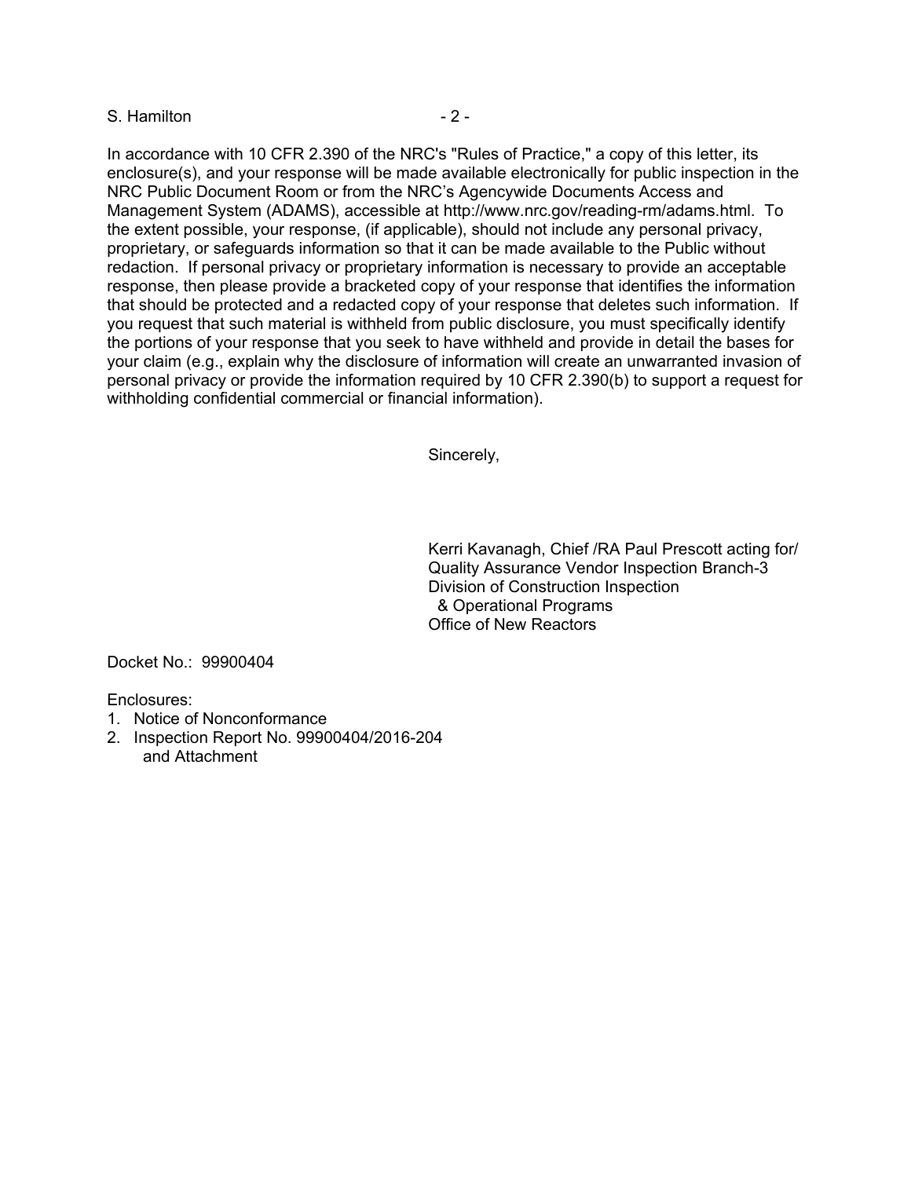In accordance with 10 CFR 2.390 of the NRC's "Rules of Practice," a copy of this letter, its enclosure(s), and your response will be made available electronically for public inspection in the NRC Public Document Room or from the NRC's Agencywide Documents Access and Management System (ADAMS), accessible at http://www.nrc.gov/reading-rm/adams.html. To the extent possible, your response, (if applicable), should not include any personal privacy, proprietary, or safeguards information so that it can be made available to the Public without redaction. If personal privacy or proprietary information is necessary to provide an acceptable response, then please provide a bracketed copy of your response that identifies the information that should be protected and a redacted copy of your response that deletes such information. If you request that such material is withheld from public disclosure, you must specifically identify the portions of your response that you seek to have withheld and provide in detail the bases for your claim (e.g., explain why the disclosure of information will create an unwarranted invasion of personal privacy or provide the information required by 10 CFR 2.390(b) to support a request for withholding confidential commercial or financial information).

Sincerely,

Kerri Kavanagh, Chief /RA Paul Prescott acting for/
Quality Assurance Vendor Inspection Branch-3
Division of Construction Inspection
& Operational Programs
Office of New Reactors

Docket No.: 99900404

Enclosures:
1. Notice of Nonconformance
2. Inspection Report No. 99900404/2016-204
   and Attachment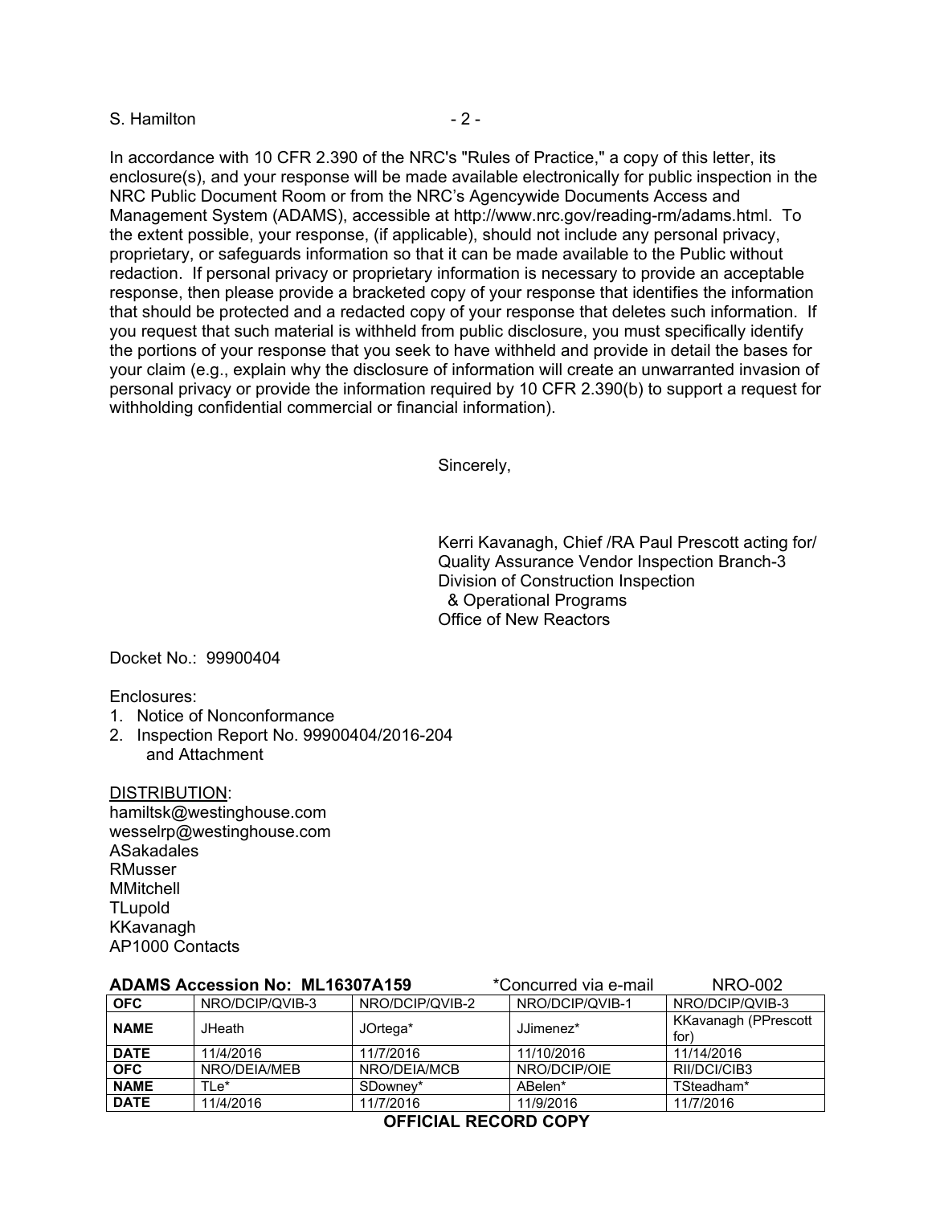In accordance with 10 CFR 2.390 of the NRC's "Rules of Practice," a copy of this letter, its enclosure(s), and your response will be made available electronically for public inspection in the NRC Public Document Room or from the NRC's Agencywide Documents Access and Management System (ADAMS), accessible at http://www.nrc.gov/reading-rm/adams.html. To the extent possible, your response, (if applicable), should not include any personal privacy, proprietary, or safeguards information so that it can be made available to the Public without redaction. If personal privacy or proprietary information is necessary to provide an acceptable response, then please provide a bracketed copy of your response that identifies the information that should be protected and a redacted copy of your response that deletes such information. If you request that such material is withheld from public disclosure, you must specifically identify the portions of your response that you seek to have withheld and provide in detail the bases for your claim (e.g., explain why the disclosure of information will create an unwarranted invasion of personal privacy or provide the information required by 10 CFR 2.390(b) to support a request for withholding confidential commercial or financial information).

Sincerely,

Kerri Kavanagh, Chief /RA Paul Prescott acting for/
Quality Assurance Vendor Inspection Branch-3
Division of Construction Inspection
& Operational Programs
Office of New Reactors

Docket No.: 99900404

Enclosures:
1. Notice of Nonconformance
2. Inspection Report No. 99900404/2016-204 and Attachment

DISTRIBUTION:
hamiltsk@westinghouse.com
wesselrp@westinghouse.com
ASakadales
RMusser
MMitchell
TLupold
KKavanagh
AP1000 Contacts

**ADAMS Accession No: ML16307A159** *Concurred via e-mail NRO-002

| **OFC** | NRO/DCIP/QVIB-3 | NRO/DCIP/QVIB-2 | NRO/DCIP/QVIB-1 | NRO/DCIP/QVIB-3 |
|---|---|---|---|---|
| **NAME** | JHeath | JOrtega* | JJimenez* | KKavanagh (PPrescott for) |
| **DATE** | 11/4/2016 | 11/7/2016 | 11/10/2016 | 11/14/2016 |
| **OFC** | NRO/DEIA/MEB | NRO/DEIA/MCB | NRO/DCIP/OIE | RII/DCI/CIB3 |
| **NAME** | TLe* | SDowney* | ABelen* | TSteadham* |
| **DATE** | 11/4/2016 | 11/7/2016 | 11/9/2016 | 11/7/2016 |

**OFFICIAL RECORD COPY**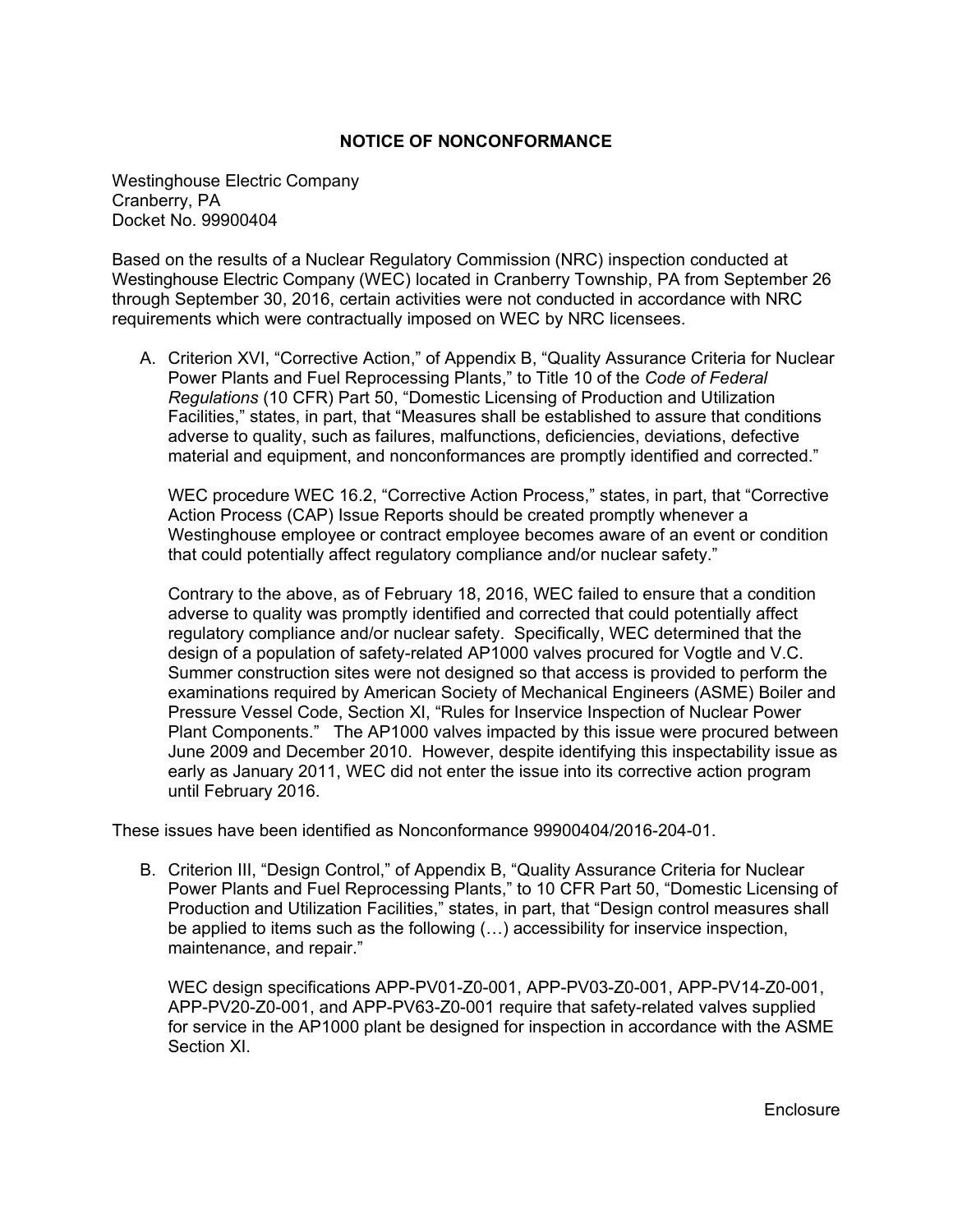## NOTICE OF NONCONFORMANCE

Westinghouse Electric Company
Cranberry, PA
Docket No. 99900404

Based on the results of a Nuclear Regulatory Commission (NRC) inspection conducted at Westinghouse Electric Company (WEC) located in Cranberry Township, PA from September 26 through September 30, 2016, certain activities were not conducted in accordance with NRC requirements which were contractually imposed on WEC by NRC licensees.

A. Criterion XVI, "Corrective Action," of Appendix B, "Quality Assurance Criteria for Nuclear Power Plants and Fuel Reprocessing Plants," to Title 10 of the *Code of Federal Regulations* (10 CFR) Part 50, "Domestic Licensing of Production and Utilization Facilities," states, in part, that "Measures shall be established to assure that conditions adverse to quality, such as failures, malfunctions, deficiencies, deviations, defective material and equipment, and nonconformances are promptly identified and corrected."

   WEC procedure WEC 16.2, "Corrective Action Process," states, in part, that "Corrective Action Process (CAP) Issue Reports should be created promptly whenever a Westinghouse employee or contract employee becomes aware of an event or condition that could potentially affect regulatory compliance and/or nuclear safety."

   Contrary to the above, as of February 18, 2016, WEC failed to ensure that a condition adverse to quality was promptly identified and corrected that could potentially affect regulatory compliance and/or nuclear safety. Specifically, WEC determined that the design of a population of safety-related AP1000 valves procured for Vogtle and V.C. Summer construction sites were not designed so that access is provided to perform the examinations required by American Society of Mechanical Engineers (ASME) Boiler and Pressure Vessel Code, Section XI, "Rules for Inservice Inspection of Nuclear Power Plant Components." The AP1000 valves impacted by this issue were procured between June 2009 and December 2010. However, despite identifying this inspectability issue as early as January 2011, WEC did not enter the issue into its corrective action program until February 2016.

These issues have been identified as Nonconformance 99900404/2016-204-01.

B. Criterion III, "Design Control," of Appendix B, "Quality Assurance Criteria for Nuclear Power Plants and Fuel Reprocessing Plants," to 10 CFR Part 50, "Domestic Licensing of Production and Utilization Facilities," states, in part, that "Design control measures shall be applied to items such as the following (…) accessibility for inservice inspection, maintenance, and repair."

   WEC design specifications APP-PV01-Z0-001, APP-PV03-Z0-001, APP-PV14-Z0-001, APP-PV20-Z0-001, and APP-PV63-Z0-001 require that safety-related valves supplied for service in the AP1000 plant be designed for inspection in accordance with the ASME Section XI.

Enclosure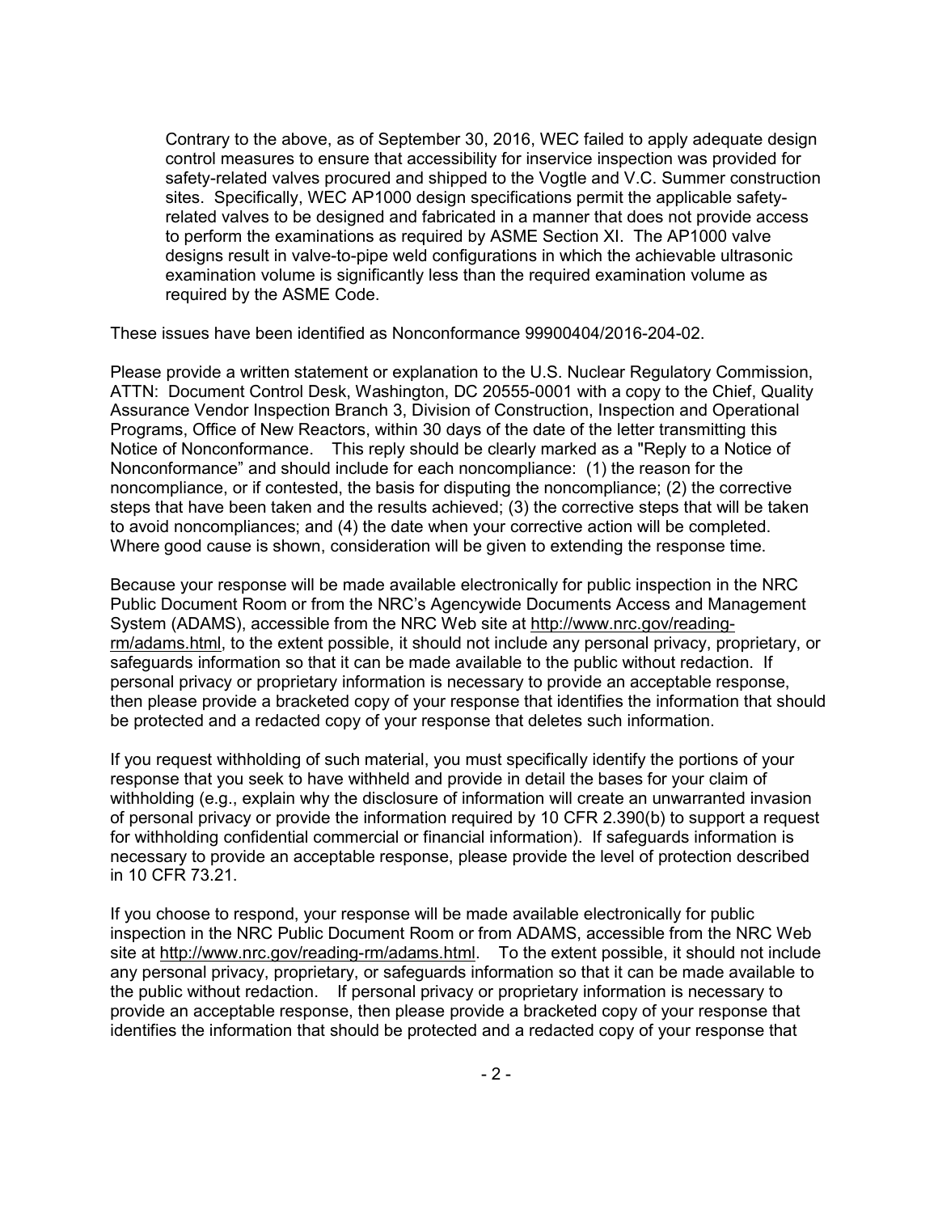Contrary to the above, as of September 30, 2016, WEC failed to apply adequate design control measures to ensure that accessibility for inservice inspection was provided for safety-related valves procured and shipped to the Vogtle and V.C. Summer construction sites. Specifically, WEC AP1000 design specifications permit the applicable safety-related valves to be designed and fabricated in a manner that does not provide access to perform the examinations as required by ASME Section XI. The AP1000 valve designs result in valve-to-pipe weld configurations in which the achievable ultrasonic examination volume is significantly less than the required examination volume as required by the ASME Code.

These issues have been identified as Nonconformance 99900404/2016-204-02.

Please provide a written statement or explanation to the U.S. Nuclear Regulatory Commission, ATTN: Document Control Desk, Washington, DC 20555-0001 with a copy to the Chief, Quality Assurance Vendor Inspection Branch 3, Division of Construction, Inspection and Operational Programs, Office of New Reactors, within 30 days of the date of the letter transmitting this Notice of Nonconformance. This reply should be clearly marked as a "Reply to a Notice of Nonconformance" and should include for each noncompliance: (1) the reason for the noncompliance, or if contested, the basis for disputing the noncompliance; (2) the corrective steps that have been taken and the results achieved; (3) the corrective steps that will be taken to avoid noncompliances; and (4) the date when your corrective action will be completed. Where good cause is shown, consideration will be given to extending the response time.

Because your response will be made available electronically for public inspection in the NRC Public Document Room or from the NRC's Agencywide Documents Access and Management System (ADAMS), accessible from the NRC Web site at http://www.nrc.gov/reading-rm/adams.html, to the extent possible, it should not include any personal privacy, proprietary, or safeguards information so that it can be made available to the public without redaction. If personal privacy or proprietary information is necessary to provide an acceptable response, then please provide a bracketed copy of your response that identifies the information that should be protected and a redacted copy of your response that deletes such information.

If you request withholding of such material, you must specifically identify the portions of your response that you seek to have withheld and provide in detail the bases for your claim of withholding (e.g., explain why the disclosure of information will create an unwarranted invasion of personal privacy or provide the information required by 10 CFR 2.390(b) to support a request for withholding confidential commercial or financial information). If safeguards information is necessary to provide an acceptable response, please provide the level of protection described in 10 CFR 73.21.

If you choose to respond, your response will be made available electronically for public inspection in the NRC Public Document Room or from ADAMS, accessible from the NRC Web site at http://www.nrc.gov/reading-rm/adams.html. To the extent possible, it should not include any personal privacy, proprietary, or safeguards information so that it can be made available to the public without redaction. If personal privacy or proprietary information is necessary to provide an acceptable response, then please provide a bracketed copy of your response that identifies the information that should be protected and a redacted copy of your response that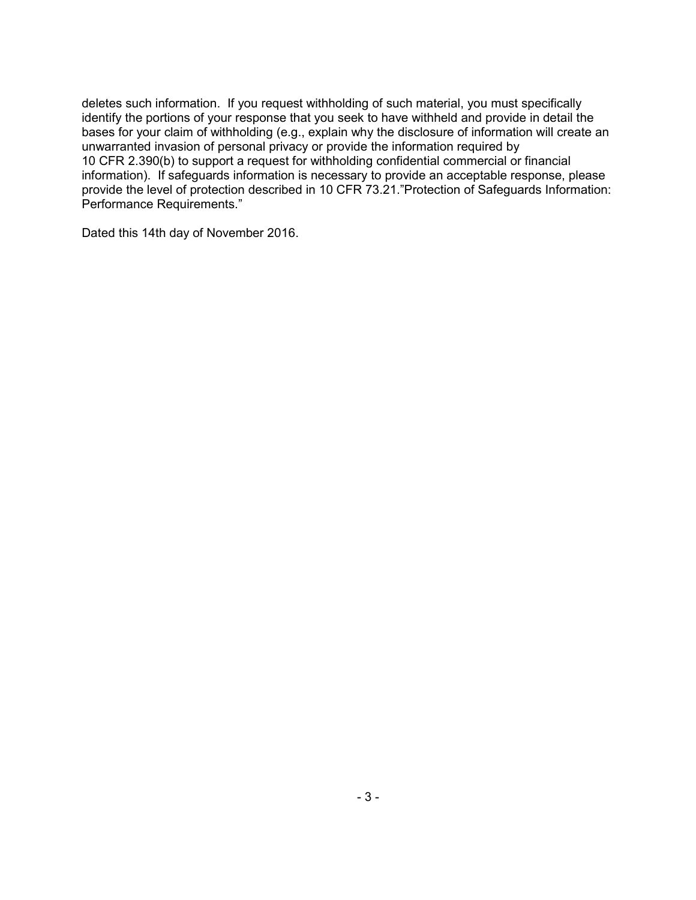deletes such information. If you request withholding of such material, you must specifically identify the portions of your response that you seek to have withheld and provide in detail the bases for your claim of withholding (e.g., explain why the disclosure of information will create an unwarranted invasion of personal privacy or provide the information required by 10 CFR 2.390(b) to support a request for withholding confidential commercial or financial information). If safeguards information is necessary to provide an acceptable response, please provide the level of protection described in 10 CFR 73.21."Protection of Safeguards Information: Performance Requirements."

Dated this 14th day of November 2016.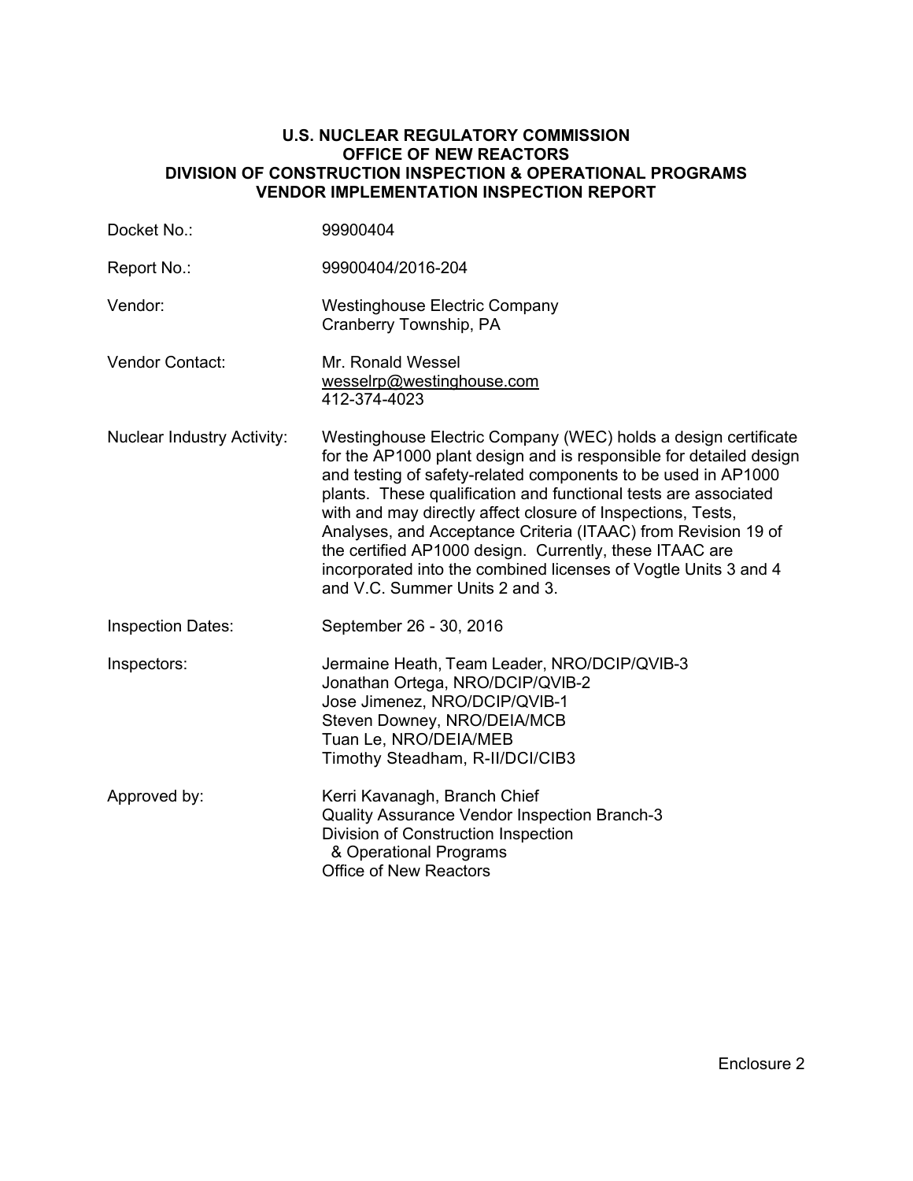**U.S. NUCLEAR REGULATORY COMMISSION**
**OFFICE OF NEW REACTORS**
**DIVISION OF CONSTRUCTION INSPECTION & OPERATIONAL PROGRAMS**
**VENDOR IMPLEMENTATION INSPECTION REPORT**

| | |
|---|---|
| Docket No.: | 99900404 |
| Report No.: | 99900404/2016-204 |
| Vendor: | Westinghouse Electric Company<br>Cranberry Township, PA |
| Vendor Contact: | Mr. Ronald Wessel<br>wesselrp@westinghouse.com<br>412-374-4023 |
| Nuclear Industry Activity: | Westinghouse Electric Company (WEC) holds a design certificate for the AP1000 plant design and is responsible for detailed design and testing of safety-related components to be used in AP1000 plants. These qualification and functional tests are associated with and may directly affect closure of Inspections, Tests, Analyses, and Acceptance Criteria (ITAAC) from Revision 19 of the certified AP1000 design. Currently, these ITAAC are incorporated into the combined licenses of Vogtle Units 3 and 4 and V.C. Summer Units 2 and 3. |
| Inspection Dates: | September 26 - 30, 2016 |
| Inspectors: | Jermaine Heath, Team Leader, NRO/DCIP/QVIB-3<br>Jonathan Ortega, NRO/DCIP/QVIB-2<br>Jose Jimenez, NRO/DCIP/QVIB-1<br>Steven Downey, NRO/DEIA/MCB<br>Tuan Le, NRO/DEIA/MEB<br>Timothy Steadham, R-II/DCI/CIB3 |
| Approved by: | Kerri Kavanagh, Branch Chief<br>Quality Assurance Vendor Inspection Branch-3<br>Division of Construction Inspection<br>& Operational Programs<br>Office of New Reactors |

Enclosure 2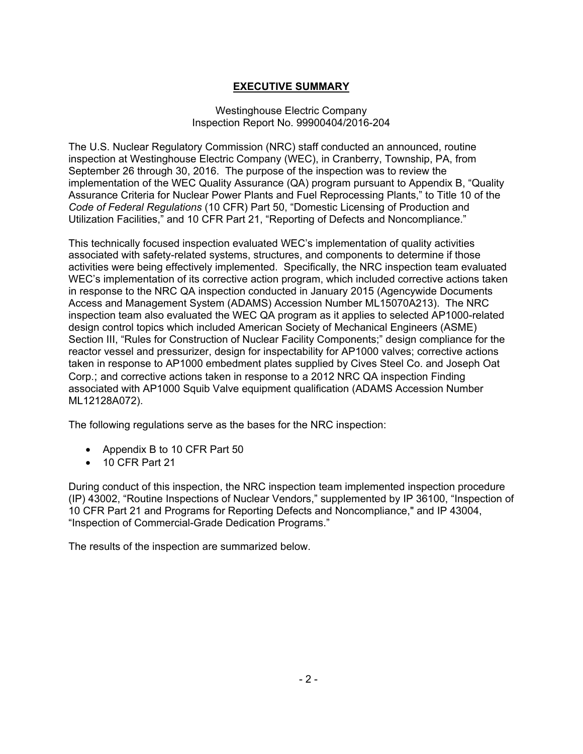## EXECUTIVE SUMMARY

Westinghouse Electric Company
Inspection Report No. 99900404/2016-204

The U.S. Nuclear Regulatory Commission (NRC) staff conducted an announced, routine inspection at Westinghouse Electric Company (WEC), in Cranberry, Township, PA, from September 26 through 30, 2016. The purpose of the inspection was to review the implementation of the WEC Quality Assurance (QA) program pursuant to Appendix B, "Quality Assurance Criteria for Nuclear Power Plants and Fuel Reprocessing Plants," to Title 10 of the *Code of Federal Regulations* (10 CFR) Part 50, "Domestic Licensing of Production and Utilization Facilities," and 10 CFR Part 21, "Reporting of Defects and Noncompliance."

This technically focused inspection evaluated WEC's implementation of quality activities associated with safety-related systems, structures, and components to determine if those activities were being effectively implemented. Specifically, the NRC inspection team evaluated WEC's implementation of its corrective action program, which included corrective actions taken in response to the NRC QA inspection conducted in January 2015 (Agencywide Documents Access and Management System (ADAMS) Accession Number ML15070A213). The NRC inspection team also evaluated the WEC QA program as it applies to selected AP1000-related design control topics which included American Society of Mechanical Engineers (ASME) Section III, "Rules for Construction of Nuclear Facility Components;" design compliance for the reactor vessel and pressurizer, design for inspectability for AP1000 valves; corrective actions taken in response to AP1000 embedment plates supplied by Cives Steel Co. and Joseph Oat Corp.; and corrective actions taken in response to a 2012 NRC QA inspection Finding associated with AP1000 Squib Valve equipment qualification (ADAMS Accession Number ML12128A072).

The following regulations serve as the bases for the NRC inspection:

- Appendix B to 10 CFR Part 50
- 10 CFR Part 21

During conduct of this inspection, the NRC inspection team implemented inspection procedure (IP) 43002, "Routine Inspections of Nuclear Vendors," supplemented by IP 36100, "Inspection of 10 CFR Part 21 and Programs for Reporting Defects and Noncompliance," and IP 43004, "Inspection of Commercial-Grade Dedication Programs."

The results of the inspection are summarized below.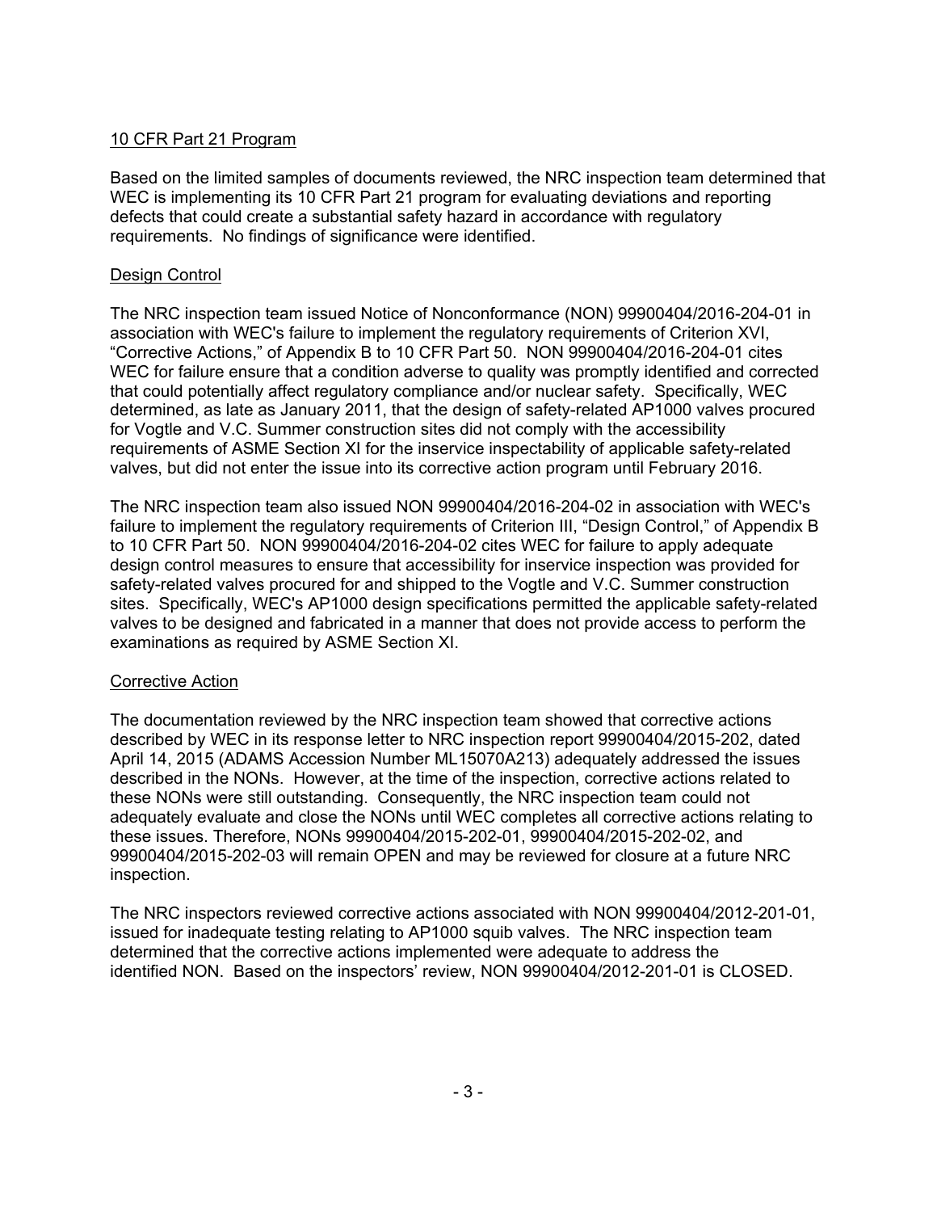## 10 CFR Part 21 Program

Based on the limited samples of documents reviewed, the NRC inspection team determined that WEC is implementing its 10 CFR Part 21 program for evaluating deviations and reporting defects that could create a substantial safety hazard in accordance with regulatory requirements. No findings of significance were identified.

## Design Control

The NRC inspection team issued Notice of Nonconformance (NON) 99900404/2016-204-01 in association with WEC's failure to implement the regulatory requirements of Criterion XVI, "Corrective Actions," of Appendix B to 10 CFR Part 50. NON 99900404/2016-204-01 cites WEC for failure ensure that a condition adverse to quality was promptly identified and corrected that could potentially affect regulatory compliance and/or nuclear safety. Specifically, WEC determined, as late as January 2011, that the design of safety-related AP1000 valves procured for Vogtle and V.C. Summer construction sites did not comply with the accessibility requirements of ASME Section XI for the inservice inspectability of applicable safety-related valves, but did not enter the issue into its corrective action program until February 2016.

The NRC inspection team also issued NON 99900404/2016-204-02 in association with WEC's failure to implement the regulatory requirements of Criterion III, "Design Control," of Appendix B to 10 CFR Part 50. NON 99900404/2016-204-02 cites WEC for failure to apply adequate design control measures to ensure that accessibility for inservice inspection was provided for safety-related valves procured for and shipped to the Vogtle and V.C. Summer construction sites. Specifically, WEC's AP1000 design specifications permitted the applicable safety-related valves to be designed and fabricated in a manner that does not provide access to perform the examinations as required by ASME Section XI.

## Corrective Action

The documentation reviewed by the NRC inspection team showed that corrective actions described by WEC in its response letter to NRC inspection report 99900404/2015-202, dated April 14, 2015 (ADAMS Accession Number ML15070A213) adequately addressed the issues described in the NONs. However, at the time of the inspection, corrective actions related to these NONs were still outstanding. Consequently, the NRC inspection team could not adequately evaluate and close the NONs until WEC completes all corrective actions relating to these issues. Therefore, NONs 99900404/2015-202-01, 99900404/2015-202-02, and 99900404/2015-202-03 will remain OPEN and may be reviewed for closure at a future NRC inspection.

The NRC inspectors reviewed corrective actions associated with NON 99900404/2012-201-01, issued for inadequate testing relating to AP1000 squib valves. The NRC inspection team determined that the corrective actions implemented were adequate to address the identified NON. Based on the inspectors' review, NON 99900404/2012-201-01 is CLOSED.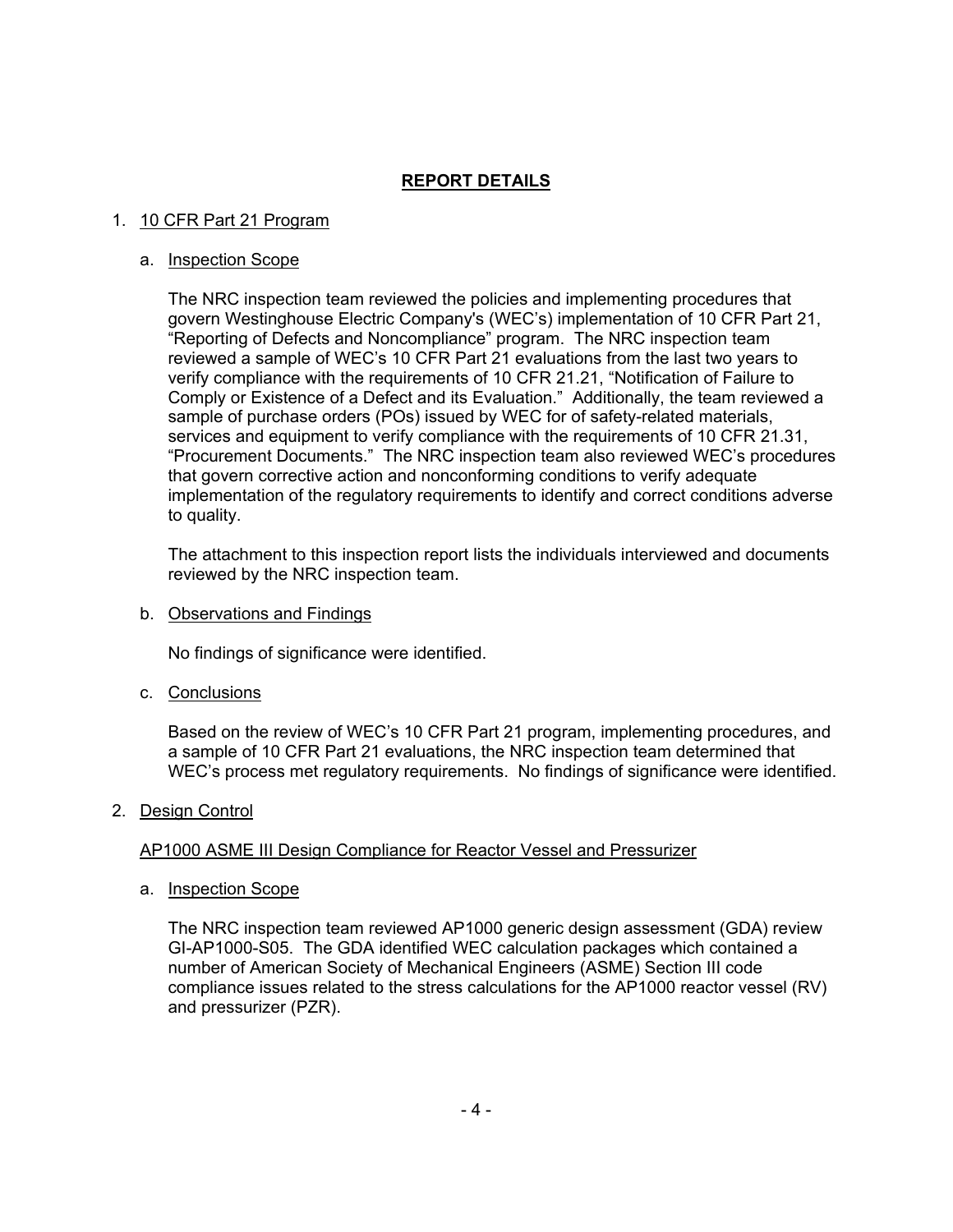# REPORT DETAILS

1. 10 CFR Part 21 Program

   a. Inspection Scope

   The NRC inspection team reviewed the policies and implementing procedures that govern Westinghouse Electric Company's (WEC's) implementation of 10 CFR Part 21, "Reporting of Defects and Noncompliance" program. The NRC inspection team reviewed a sample of WEC's 10 CFR Part 21 evaluations from the last two years to verify compliance with the requirements of 10 CFR 21.21, "Notification of Failure to Comply or Existence of a Defect and its Evaluation." Additionally, the team reviewed a sample of purchase orders (POs) issued by WEC for of safety-related materials, services and equipment to verify compliance with the requirements of 10 CFR 21.31, "Procurement Documents." The NRC inspection team also reviewed WEC's procedures that govern corrective action and nonconforming conditions to verify adequate implementation of the regulatory requirements to identify and correct conditions adverse to quality.

   The attachment to this inspection report lists the individuals interviewed and documents reviewed by the NRC inspection team.

   b. Observations and Findings

   No findings of significance were identified.

   c. Conclusions

   Based on the review of WEC's 10 CFR Part 21 program, implementing procedures, and a sample of 10 CFR Part 21 evaluations, the NRC inspection team determined that WEC's process met regulatory requirements. No findings of significance were identified.

2. Design Control

   AP1000 ASME III Design Compliance for Reactor Vessel and Pressurizer

   a. Inspection Scope

   The NRC inspection team reviewed AP1000 generic design assessment (GDA) review GI-AP1000-S05. The GDA identified WEC calculation packages which contained a number of American Society of Mechanical Engineers (ASME) Section III code compliance issues related to the stress calculations for the AP1000 reactor vessel (RV) and pressurizer (PZR).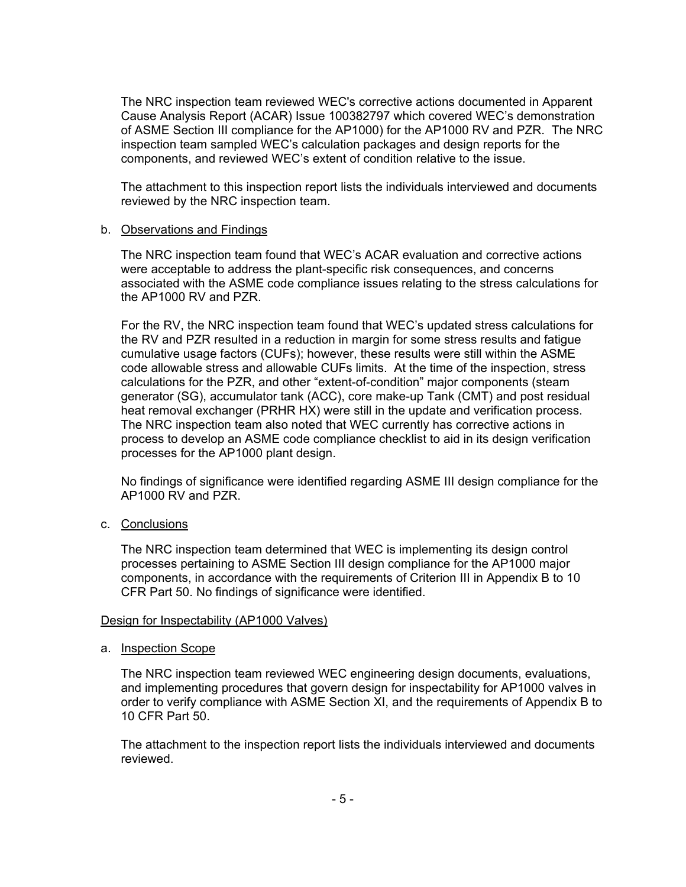The NRC inspection team reviewed WEC's corrective actions documented in Apparent Cause Analysis Report (ACAR) Issue 100382797 which covered WEC's demonstration of ASME Section III compliance for the AP1000) for the AP1000 RV and PZR. The NRC inspection team sampled WEC's calculation packages and design reports for the components, and reviewed WEC's extent of condition relative to the issue.

The attachment to this inspection report lists the individuals interviewed and documents reviewed by the NRC inspection team.

b. Observations and Findings

The NRC inspection team found that WEC's ACAR evaluation and corrective actions were acceptable to address the plant-specific risk consequences, and concerns associated with the ASME code compliance issues relating to the stress calculations for the AP1000 RV and PZR.

For the RV, the NRC inspection team found that WEC's updated stress calculations for the RV and PZR resulted in a reduction in margin for some stress results and fatigue cumulative usage factors (CUFs); however, these results were still within the ASME code allowable stress and allowable CUFs limits. At the time of the inspection, stress calculations for the PZR, and other "extent-of-condition" major components (steam generator (SG), accumulator tank (ACC), core make-up Tank (CMT) and post residual heat removal exchanger (PRHR HX) were still in the update and verification process. The NRC inspection team also noted that WEC currently has corrective actions in process to develop an ASME code compliance checklist to aid in its design verification processes for the AP1000 plant design.

No findings of significance were identified regarding ASME III design compliance for the AP1000 RV and PZR.

c. Conclusions

The NRC inspection team determined that WEC is implementing its design control processes pertaining to ASME Section III design compliance for the AP1000 major components, in accordance with the requirements of Criterion III in Appendix B to 10 CFR Part 50. No findings of significance were identified.

Design for Inspectability (AP1000 Valves)

a. Inspection Scope

The NRC inspection team reviewed WEC engineering design documents, evaluations, and implementing procedures that govern design for inspectability for AP1000 valves in order to verify compliance with ASME Section XI, and the requirements of Appendix B to 10 CFR Part 50.

The attachment to the inspection report lists the individuals interviewed and documents reviewed.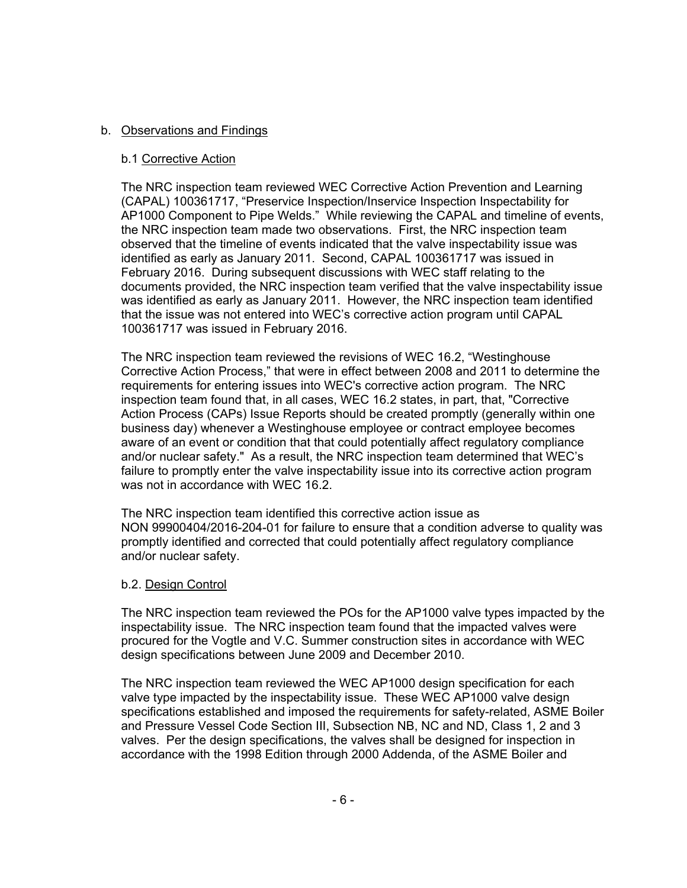b. Observations and Findings

b.1 Corrective Action

The NRC inspection team reviewed WEC Corrective Action Prevention and Learning (CAPAL) 100361717, "Preservice Inspection/Inservice Inspection Inspectability for AP1000 Component to Pipe Welds." While reviewing the CAPAL and timeline of events, the NRC inspection team made two observations. First, the NRC inspection team observed that the timeline of events indicated that the valve inspectability issue was identified as early as January 2011. Second, CAPAL 100361717 was issued in February 2016. During subsequent discussions with WEC staff relating to the documents provided, the NRC inspection team verified that the valve inspectability issue was identified as early as January 2011. However, the NRC inspection team identified that the issue was not entered into WEC's corrective action program until CAPAL 100361717 was issued in February 2016.

The NRC inspection team reviewed the revisions of WEC 16.2, "Westinghouse Corrective Action Process," that were in effect between 2008 and 2011 to determine the requirements for entering issues into WEC's corrective action program. The NRC inspection team found that, in all cases, WEC 16.2 states, in part, that, "Corrective Action Process (CAPs) Issue Reports should be created promptly (generally within one business day) whenever a Westinghouse employee or contract employee becomes aware of an event or condition that that could potentially affect regulatory compliance and/or nuclear safety." As a result, the NRC inspection team determined that WEC's failure to promptly enter the valve inspectability issue into its corrective action program was not in accordance with WEC 16.2.

The NRC inspection team identified this corrective action issue as NON 99900404/2016-204-01 for failure to ensure that a condition adverse to quality was promptly identified and corrected that could potentially affect regulatory compliance and/or nuclear safety.

b.2. Design Control

The NRC inspection team reviewed the POs for the AP1000 valve types impacted by the inspectability issue. The NRC inspection team found that the impacted valves were procured for the Vogtle and V.C. Summer construction sites in accordance with WEC design specifications between June 2009 and December 2010.

The NRC inspection team reviewed the WEC AP1000 design specification for each valve type impacted by the inspectability issue. These WEC AP1000 valve design specifications established and imposed the requirements for safety-related, ASME Boiler and Pressure Vessel Code Section III, Subsection NB, NC and ND, Class 1, 2 and 3 valves. Per the design specifications, the valves shall be designed for inspection in accordance with the 1998 Edition through 2000 Addenda, of the ASME Boiler and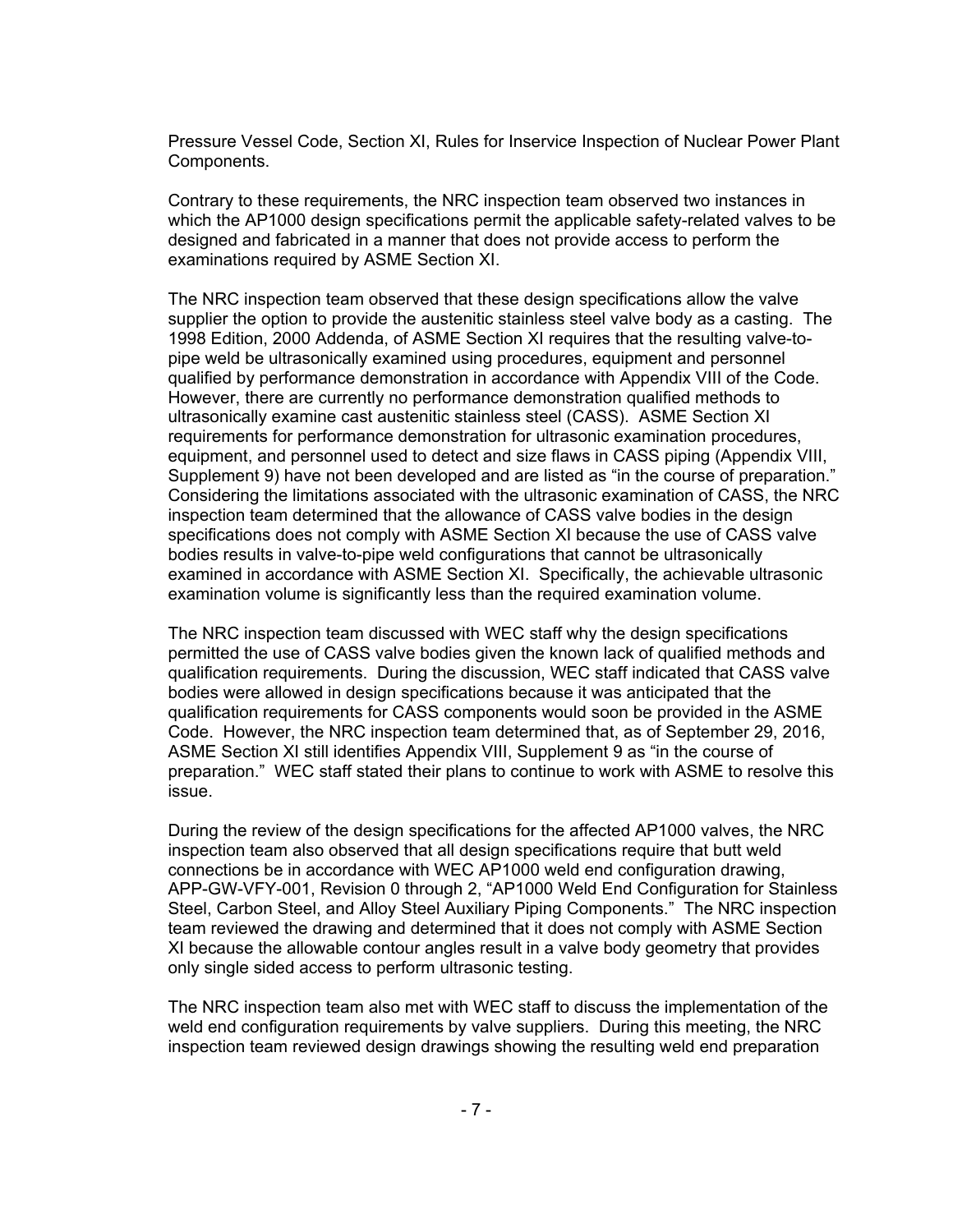Pressure Vessel Code, Section XI, Rules for Inservice Inspection of Nuclear Power Plant Components.

Contrary to these requirements, the NRC inspection team observed two instances in which the AP1000 design specifications permit the applicable safety-related valves to be designed and fabricated in a manner that does not provide access to perform the examinations required by ASME Section XI.

The NRC inspection team observed that these design specifications allow the valve supplier the option to provide the austenitic stainless steel valve body as a casting. The 1998 Edition, 2000 Addenda, of ASME Section XI requires that the resulting valve-to-pipe weld be ultrasonically examined using procedures, equipment and personnel qualified by performance demonstration in accordance with Appendix VIII of the Code. However, there are currently no performance demonstration qualified methods to ultrasonically examine cast austenitic stainless steel (CASS). ASME Section XI requirements for performance demonstration for ultrasonic examination procedures, equipment, and personnel used to detect and size flaws in CASS piping (Appendix VIII, Supplement 9) have not been developed and are listed as "in the course of preparation." Considering the limitations associated with the ultrasonic examination of CASS, the NRC inspection team determined that the allowance of CASS valve bodies in the design specifications does not comply with ASME Section XI because the use of CASS valve bodies results in valve-to-pipe weld configurations that cannot be ultrasonically examined in accordance with ASME Section XI. Specifically, the achievable ultrasonic examination volume is significantly less than the required examination volume.

The NRC inspection team discussed with WEC staff why the design specifications permitted the use of CASS valve bodies given the known lack of qualified methods and qualification requirements. During the discussion, WEC staff indicated that CASS valve bodies were allowed in design specifications because it was anticipated that the qualification requirements for CASS components would soon be provided in the ASME Code. However, the NRC inspection team determined that, as of September 29, 2016, ASME Section XI still identifies Appendix VIII, Supplement 9 as "in the course of preparation." WEC staff stated their plans to continue to work with ASME to resolve this issue.

During the review of the design specifications for the affected AP1000 valves, the NRC inspection team also observed that all design specifications require that butt weld connections be in accordance with WEC AP1000 weld end configuration drawing, APP-GW-VFY-001, Revision 0 through 2, "AP1000 Weld End Configuration for Stainless Steel, Carbon Steel, and Alloy Steel Auxiliary Piping Components." The NRC inspection team reviewed the drawing and determined that it does not comply with ASME Section XI because the allowable contour angles result in a valve body geometry that provides only single sided access to perform ultrasonic testing.

The NRC inspection team also met with WEC staff to discuss the implementation of the weld end configuration requirements by valve suppliers. During this meeting, the NRC inspection team reviewed design drawings showing the resulting weld end preparation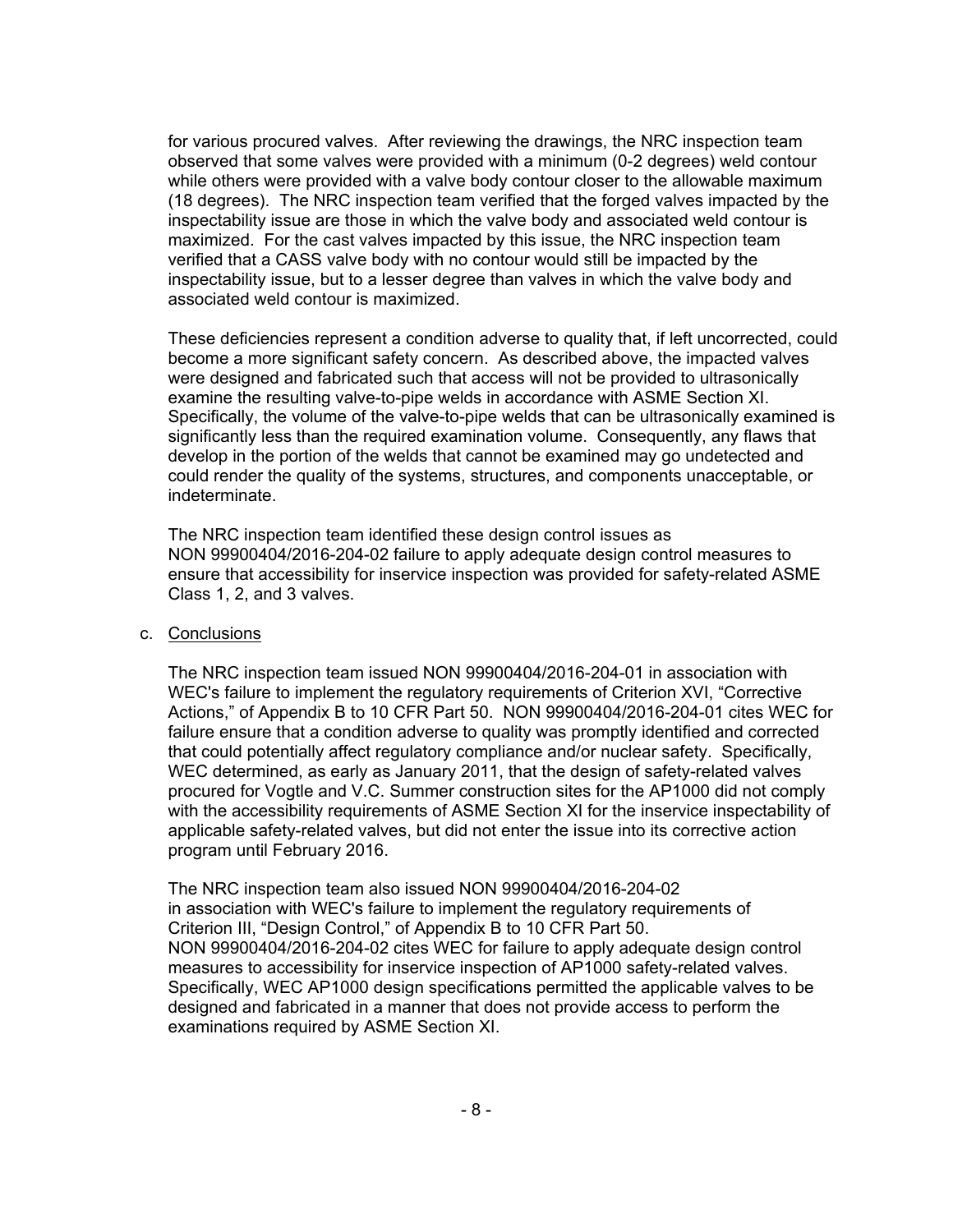for various procured valves. After reviewing the drawings, the NRC inspection team observed that some valves were provided with a minimum (0-2 degrees) weld contour while others were provided with a valve body contour closer to the allowable maximum (18 degrees). The NRC inspection team verified that the forged valves impacted by the inspectability issue are those in which the valve body and associated weld contour is maximized. For the cast valves impacted by this issue, the NRC inspection team verified that a CASS valve body with no contour would still be impacted by the inspectability issue, but to a lesser degree than valves in which the valve body and associated weld contour is maximized.

These deficiencies represent a condition adverse to quality that, if left uncorrected, could become a more significant safety concern. As described above, the impacted valves were designed and fabricated such that access will not be provided to ultrasonically examine the resulting valve-to-pipe welds in accordance with ASME Section XI. Specifically, the volume of the valve-to-pipe welds that can be ultrasonically examined is significantly less than the required examination volume. Consequently, any flaws that develop in the portion of the welds that cannot be examined may go undetected and could render the quality of the systems, structures, and components unacceptable, or indeterminate.

The NRC inspection team identified these design control issues as NON 99900404/2016-204-02 failure to apply adequate design control measures to ensure that accessibility for inservice inspection was provided for safety-related ASME Class 1, 2, and 3 valves.

c. Conclusions

The NRC inspection team issued NON 99900404/2016-204-01 in association with WEC's failure to implement the regulatory requirements of Criterion XVI, "Corrective Actions," of Appendix B to 10 CFR Part 50. NON 99900404/2016-204-01 cites WEC for failure ensure that a condition adverse to quality was promptly identified and corrected that could potentially affect regulatory compliance and/or nuclear safety. Specifically, WEC determined, as early as January 2011, that the design of safety-related valves procured for Vogtle and V.C. Summer construction sites for the AP1000 did not comply with the accessibility requirements of ASME Section XI for the inservice inspectability of applicable safety-related valves, but did not enter the issue into its corrective action program until February 2016.

The NRC inspection team also issued NON 99900404/2016-204-02 in association with WEC's failure to implement the regulatory requirements of Criterion III, "Design Control," of Appendix B to 10 CFR Part 50. NON 99900404/2016-204-02 cites WEC for failure to apply adequate design control measures to accessibility for inservice inspection of AP1000 safety-related valves. Specifically, WEC AP1000 design specifications permitted the applicable valves to be designed and fabricated in a manner that does not provide access to perform the examinations required by ASME Section XI.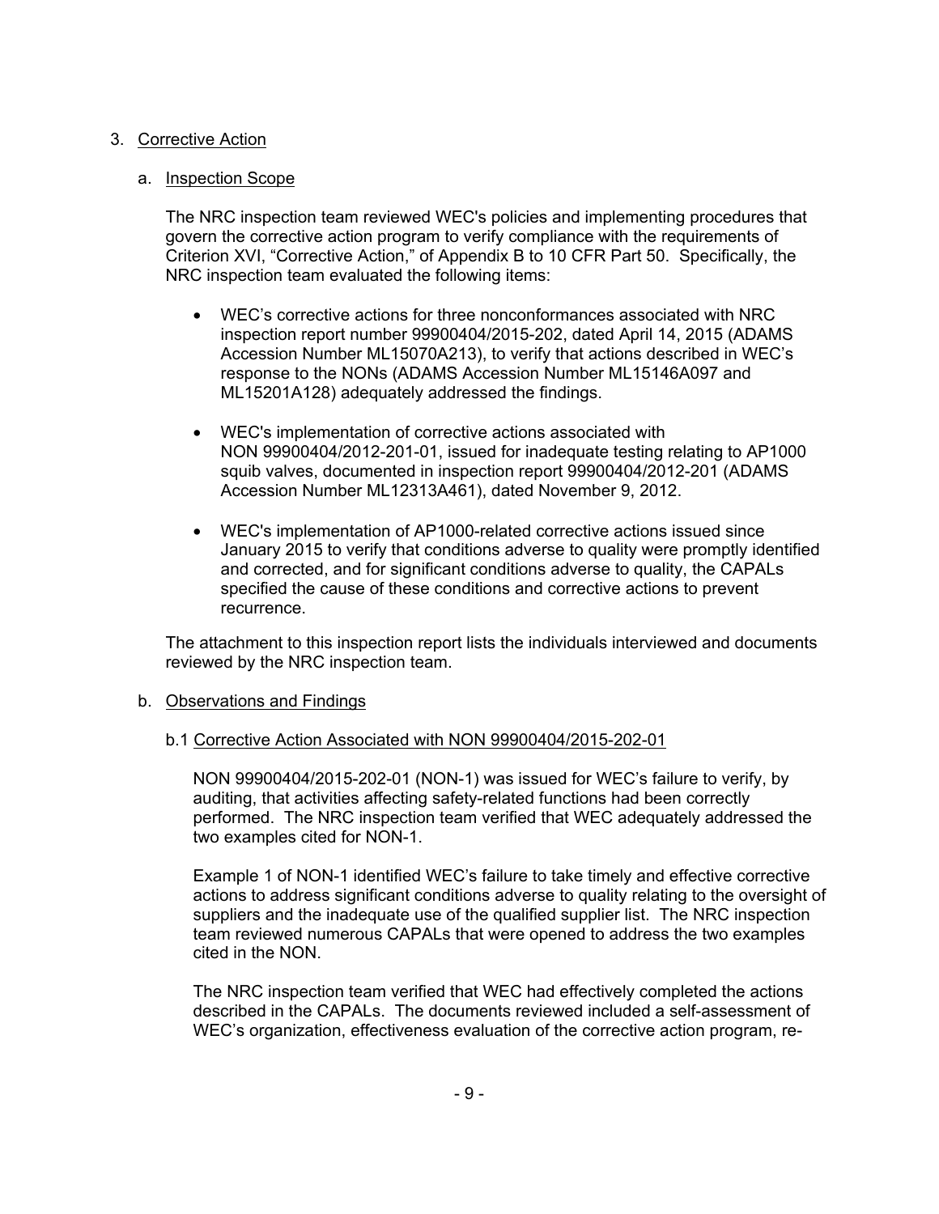3. Corrective Action

   a. Inspection Scope

      The NRC inspection team reviewed WEC's policies and implementing procedures that govern the corrective action program to verify compliance with the requirements of Criterion XVI, "Corrective Action," of Appendix B to 10 CFR Part 50. Specifically, the NRC inspection team evaluated the following items:

      - WEC's corrective actions for three nonconformances associated with NRC inspection report number 99900404/2015-202, dated April 14, 2015 (ADAMS Accession Number ML15070A213), to verify that actions described in WEC's response to the NONs (ADAMS Accession Number ML15146A097 and ML15201A128) adequately addressed the findings.

      - WEC's implementation of corrective actions associated with NON 99900404/2012-201-01, issued for inadequate testing relating to AP1000 squib valves, documented in inspection report 99900404/2012-201 (ADAMS Accession Number ML12313A461), dated November 9, 2012.

      - WEC's implementation of AP1000-related corrective actions issued since January 2015 to verify that conditions adverse to quality were promptly identified and corrected, and for significant conditions adverse to quality, the CAPALs specified the cause of these conditions and corrective actions to prevent recurrence.

      The attachment to this inspection report lists the individuals interviewed and documents reviewed by the NRC inspection team.

   b. Observations and Findings

      b.1 Corrective Action Associated with NON 99900404/2015-202-01

      NON 99900404/2015-202-01 (NON-1) was issued for WEC's failure to verify, by auditing, that activities affecting safety-related functions had been correctly performed. The NRC inspection team verified that WEC adequately addressed the two examples cited for NON-1.

      Example 1 of NON-1 identified WEC's failure to take timely and effective corrective actions to address significant conditions adverse to quality relating to the oversight of suppliers and the inadequate use of the qualified supplier list. The NRC inspection team reviewed numerous CAPALs that were opened to address the two examples cited in the NON.

      The NRC inspection team verified that WEC had effectively completed the actions described in the CAPALs. The documents reviewed included a self-assessment of WEC's organization, effectiveness evaluation of the corrective action program, re-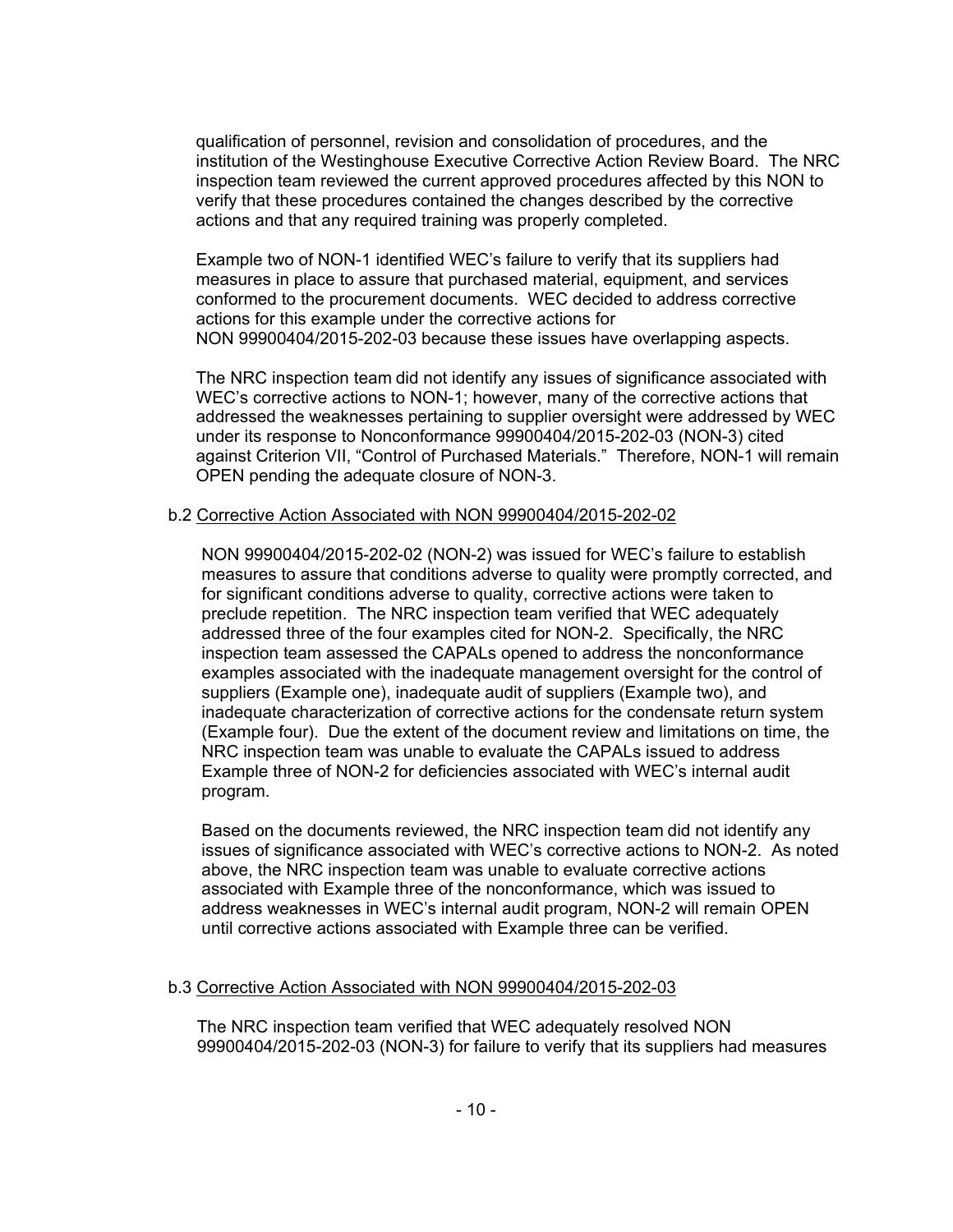qualification of personnel, revision and consolidation of procedures, and the institution of the Westinghouse Executive Corrective Action Review Board. The NRC inspection team reviewed the current approved procedures affected by this NON to verify that these procedures contained the changes described by the corrective actions and that any required training was properly completed.

Example two of NON-1 identified WEC's failure to verify that its suppliers had measures in place to assure that purchased material, equipment, and services conformed to the procurement documents. WEC decided to address corrective actions for this example under the corrective actions for NON 99900404/2015-202-03 because these issues have overlapping aspects.

The NRC inspection team did not identify any issues of significance associated with WEC's corrective actions to NON-1; however, many of the corrective actions that addressed the weaknesses pertaining to supplier oversight were addressed by WEC under its response to Nonconformance 99900404/2015-202-03 (NON-3) cited against Criterion VII, "Control of Purchased Materials." Therefore, NON-1 will remain OPEN pending the adequate closure of NON-3.

b.2 Corrective Action Associated with NON 99900404/2015-202-02

NON 99900404/2015-202-02 (NON-2) was issued for WEC's failure to establish measures to assure that conditions adverse to quality were promptly corrected, and for significant conditions adverse to quality, corrective actions were taken to preclude repetition. The NRC inspection team verified that WEC adequately addressed three of the four examples cited for NON-2. Specifically, the NRC inspection team assessed the CAPALs opened to address the nonconformance examples associated with the inadequate management oversight for the control of suppliers (Example one), inadequate audit of suppliers (Example two), and inadequate characterization of corrective actions for the condensate return system (Example four). Due the extent of the document review and limitations on time, the NRC inspection team was unable to evaluate the CAPALs issued to address Example three of NON-2 for deficiencies associated with WEC's internal audit program.

Based on the documents reviewed, the NRC inspection team did not identify any issues of significance associated with WEC's corrective actions to NON-2. As noted above, the NRC inspection team was unable to evaluate corrective actions associated with Example three of the nonconformance, which was issued to address weaknesses in WEC's internal audit program, NON-2 will remain OPEN until corrective actions associated with Example three can be verified.

b.3 Corrective Action Associated with NON 99900404/2015-202-03

The NRC inspection team verified that WEC adequately resolved NON 99900404/2015-202-03 (NON-3) for failure to verify that its suppliers had measures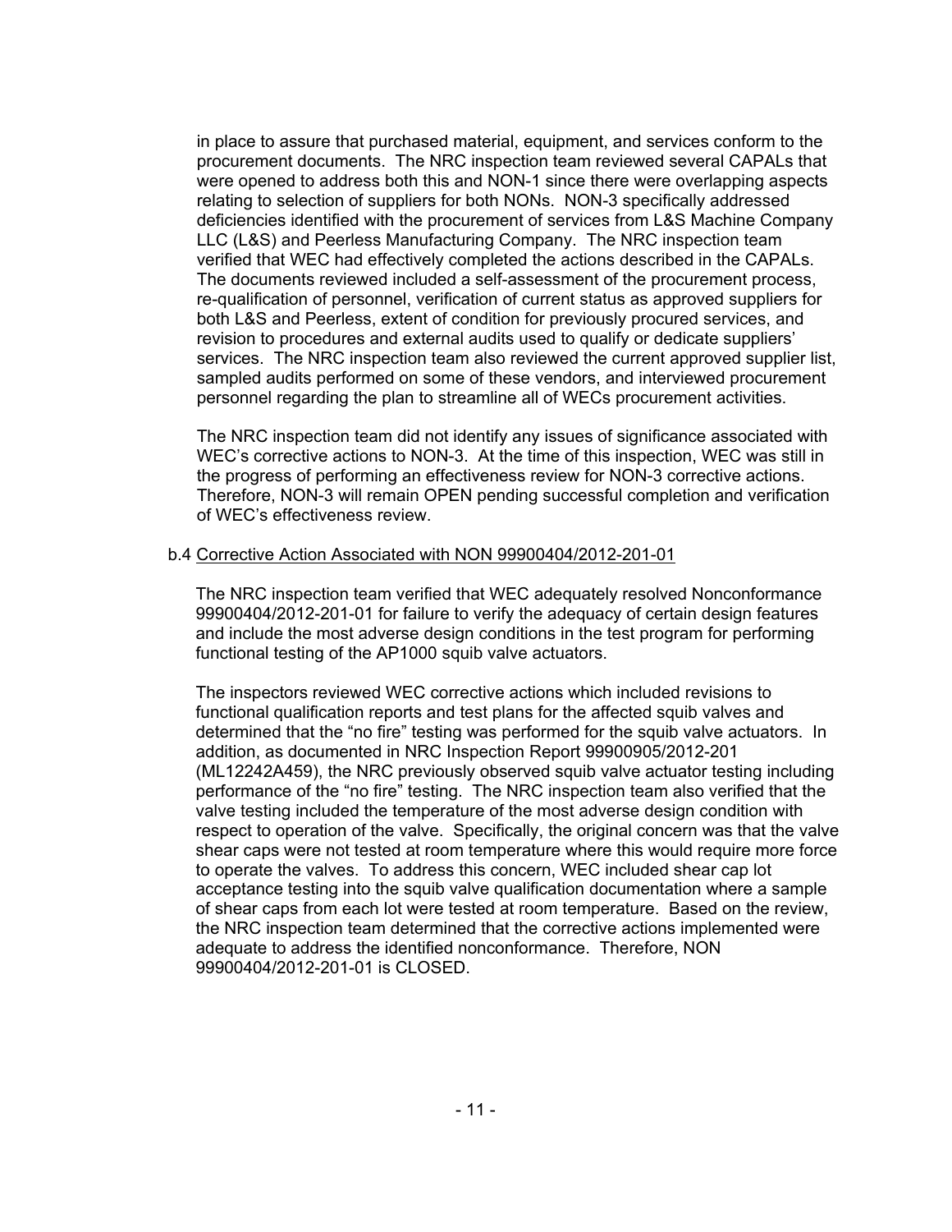in place to assure that purchased material, equipment, and services conform to the procurement documents. The NRC inspection team reviewed several CAPALs that were opened to address both this and NON-1 since there were overlapping aspects relating to selection of suppliers for both NONs. NON-3 specifically addressed deficiencies identified with the procurement of services from L&S Machine Company LLC (L&S) and Peerless Manufacturing Company. The NRC inspection team verified that WEC had effectively completed the actions described in the CAPALs. The documents reviewed included a self-assessment of the procurement process, re-qualification of personnel, verification of current status as approved suppliers for both L&S and Peerless, extent of condition for previously procured services, and revision to procedures and external audits used to qualify or dedicate suppliers' services. The NRC inspection team also reviewed the current approved supplier list, sampled audits performed on some of these vendors, and interviewed procurement personnel regarding the plan to streamline all of WECs procurement activities.

The NRC inspection team did not identify any issues of significance associated with WEC's corrective actions to NON-3. At the time of this inspection, WEC was still in the progress of performing an effectiveness review for NON-3 corrective actions. Therefore, NON-3 will remain OPEN pending successful completion and verification of WEC's effectiveness review.

b.4 Corrective Action Associated with NON 99900404/2012-201-01

The NRC inspection team verified that WEC adequately resolved Nonconformance 99900404/2012-201-01 for failure to verify the adequacy of certain design features and include the most adverse design conditions in the test program for performing functional testing of the AP1000 squib valve actuators.

The inspectors reviewed WEC corrective actions which included revisions to functional qualification reports and test plans for the affected squib valves and determined that the "no fire" testing was performed for the squib valve actuators. In addition, as documented in NRC Inspection Report 99900905/2012-201 (ML12242A459), the NRC previously observed squib valve actuator testing including performance of the "no fire" testing. The NRC inspection team also verified that the valve testing included the temperature of the most adverse design condition with respect to operation of the valve. Specifically, the original concern was that the valve shear caps were not tested at room temperature where this would require more force to operate the valves. To address this concern, WEC included shear cap lot acceptance testing into the squib valve qualification documentation where a sample of shear caps from each lot were tested at room temperature. Based on the review, the NRC inspection team determined that the corrective actions implemented were adequate to address the identified nonconformance. Therefore, NON 99900404/2012-201-01 is CLOSED.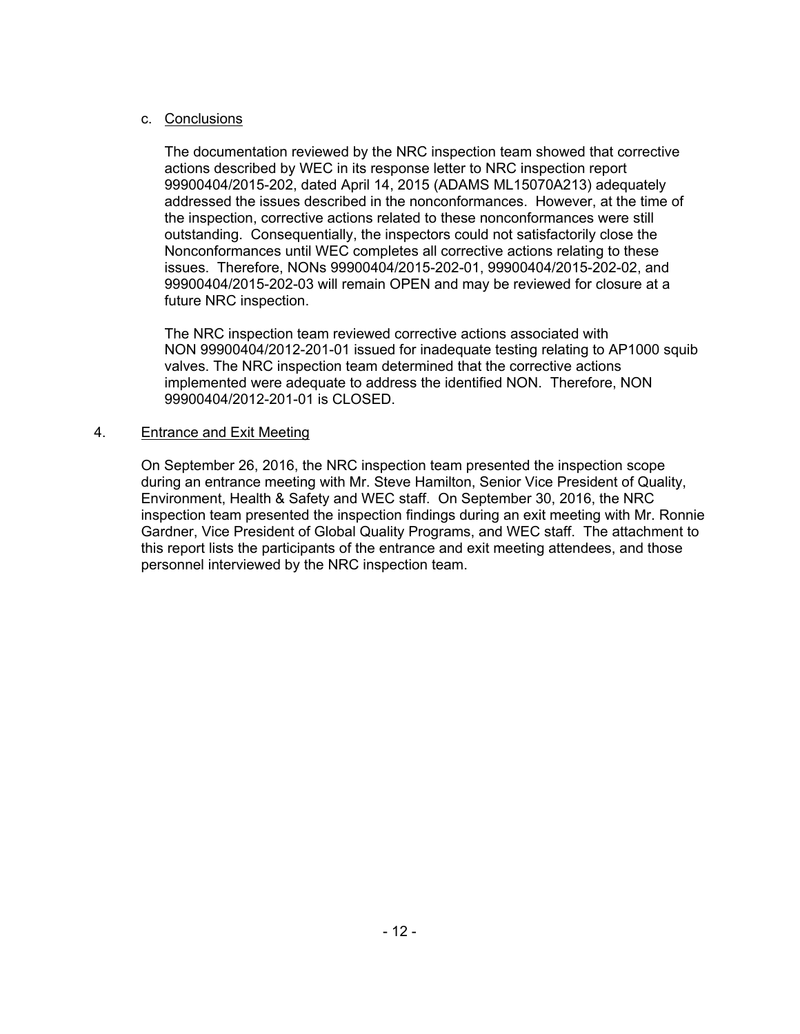c. <u>Conclusions</u>

The documentation reviewed by the NRC inspection team showed that corrective actions described by WEC in its response letter to NRC inspection report 99900404/2015-202, dated April 14, 2015 (ADAMS ML15070A213) adequately addressed the issues described in the nonconformances. However, at the time of the inspection, corrective actions related to these nonconformances were still outstanding. Consequentially, the inspectors could not satisfactorily close the Nonconformances until WEC completes all corrective actions relating to these issues. Therefore, NONs 99900404/2015-202-01, 99900404/2015-202-02, and 99900404/2015-202-03 will remain OPEN and may be reviewed for closure at a future NRC inspection.

The NRC inspection team reviewed corrective actions associated with NON 99900404/2012-201-01 issued for inadequate testing relating to AP1000 squib valves. The NRC inspection team determined that the corrective actions implemented were adequate to address the identified NON. Therefore, NON 99900404/2012-201-01 is CLOSED.

4. <u>Entrance and Exit Meeting</u>

On September 26, 2016, the NRC inspection team presented the inspection scope during an entrance meeting with Mr. Steve Hamilton, Senior Vice President of Quality, Environment, Health & Safety and WEC staff. On September 30, 2016, the NRC inspection team presented the inspection findings during an exit meeting with Mr. Ronnie Gardner, Vice President of Global Quality Programs, and WEC staff. The attachment to this report lists the participants of the entrance and exit meeting attendees, and those personnel interviewed by the NRC inspection team.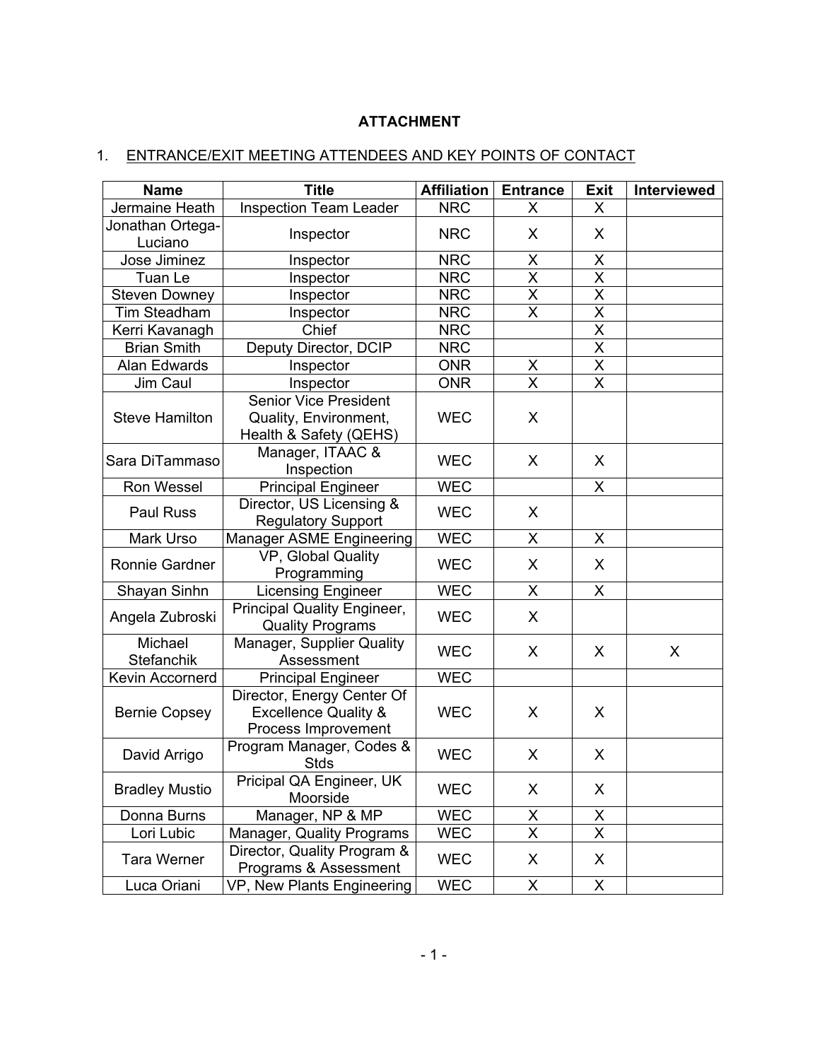# ATTACHMENT

1. ENTRANCE/EXIT MEETING ATTENDEES AND KEY POINTS OF CONTACT

| Name | Title | Affiliation | Entrance | Exit | Interviewed |
|---|---|---|---|---|---|
| Jermaine Heath | Inspection Team Leader | NRC | X | X | |
| Jonathan Ortega-Luciano | Inspector | NRC | X | X | |
| Jose Jiminez | Inspector | NRC | X | X | |
| Tuan Le | Inspector | NRC | X | X | |
| Steven Downey | Inspector | NRC | X | X | |
| Tim Steadham | Inspector | NRC | X | X | |
| Kerri Kavanagh | Chief | NRC | | X | |
| Brian Smith | Deputy Director, DCIP | NRC | | X | |
| Alan Edwards | Inspector | ONR | X | X | |
| Jim Caul | Inspector | ONR | X | X | |
| Steve Hamilton | Senior Vice President Quality, Environment, Health & Safety (QEHS) | WEC | X | | |
| Sara DiTammaso | Manager, ITAAC & Inspection | WEC | X | X | |
| Ron Wessel | Principal Engineer | WEC | | X | |
| Paul Russ | Director, US Licensing & Regulatory Support | WEC | X | | |
| Mark Urso | Manager ASME Engineering | WEC | X | X | |
| Ronnie Gardner | VP, Global Quality Programming | WEC | X | X | |
| Shayan Sinhn | Licensing Engineer | WEC | X | X | |
| Angela Zubroski | Principal Quality Engineer, Quality Programs | WEC | X | | |
| Michael Stefanchik | Manager, Supplier Quality Assessment | WEC | X | X | X |
| Kevin Accornerd | Principal Engineer | WEC | | | |
| Bernie Copsey | Director, Energy Center Of Excellence Quality & Process Improvement | WEC | X | X | |
| David Arrigo | Program Manager, Codes & Stds | WEC | X | X | |
| Bradley Mustio | Pricipal QA Engineer, UK Moorside | WEC | X | X | |
| Donna Burns | Manager, NP & MP | WEC | X | X | |
| Lori Lubic | Manager, Quality Programs | WEC | X | X | |
| Tara Werner | Director, Quality Program & Programs & Assessment | WEC | X | X | |
| Luca Oriani | VP, New Plants Engineering | WEC | X | X | |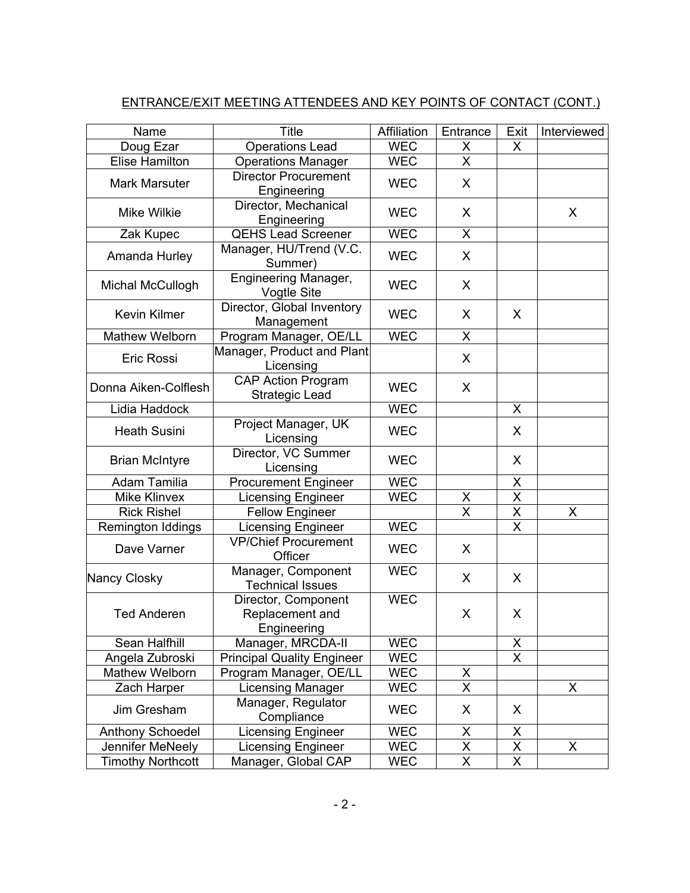ENTRANCE/EXIT MEETING ATTENDEES AND KEY POINTS OF CONTACT (CONT.)

| Name | Title | Affiliation | Entrance | Exit | Interviewed |
|---|---|---|---|---|---|
| Doug Ezar | Operations Lead | WEC | X | X | |
| Elise Hamilton | Operations Manager | WEC | X | | |
| Mark Marsuter | Director Procurement Engineering | WEC | X | | |
| Mike Wilkie | Director, Mechanical Engineering | WEC | X | | X |
| Zak Kupec | QEHS Lead Screener | WEC | X | | |
| Amanda Hurley | Manager, HU/Trend (V.C. Summer) | WEC | X | | |
| Michal McCullogh | Engineering Manager, Vogtle Site | WEC | X | | |
| Kevin Kilmer | Director, Global Inventory Management | WEC | X | X | |
| Mathew Welborn | Program Manager, OE/LL | WEC | X | | |
| Eric Rossi | Manager, Product and Plant Licensing | | X | | |
| Donna Aiken-Colflesh | CAP Action Program Strategic Lead | WEC | X | | |
| Lidia Haddock | | WEC | | X | |
| Heath Susini | Project Manager, UK Licensing | WEC | | X | |
| Brian McIntyre | Director, VC Summer Licensing | WEC | | X | |
| Adam Tamilia | Procurement Engineer | WEC | | X | |
| Mike Klinvex | Licensing Engineer | WEC | X | X | |
| Rick Rishel | Fellow Engineer | | X | X | X |
| Remington Iddings | Licensing Engineer | WEC | | X | |
| Dave Varner | VP/Chief Procurement Officer | WEC | X | | |
| Nancy Closky | Manager, Component Technical Issues | WEC | X | X | |
| Ted Anderen | Director, Component Replacement and Engineering | WEC | X | X | |
| Sean Halfhill | Manager, MRCDA-II | WEC | | X | |
| Angela Zubroski | Principal Quality Engineer | WEC | | X | |
| Mathew Welborn | Program Manager, OE/LL | WEC | X | | |
| Zach Harper | Licensing Manager | WEC | X | | X |
| Jim Gresham | Manager, Regulator Compliance | WEC | X | X | |
| Anthony Schoedel | Licensing Engineer | WEC | X | X | |
| Jennifer MeNeely | Licensing Engineer | WEC | X | X | X |
| Timothy Northcott | Manager, Global CAP | WEC | X | X | |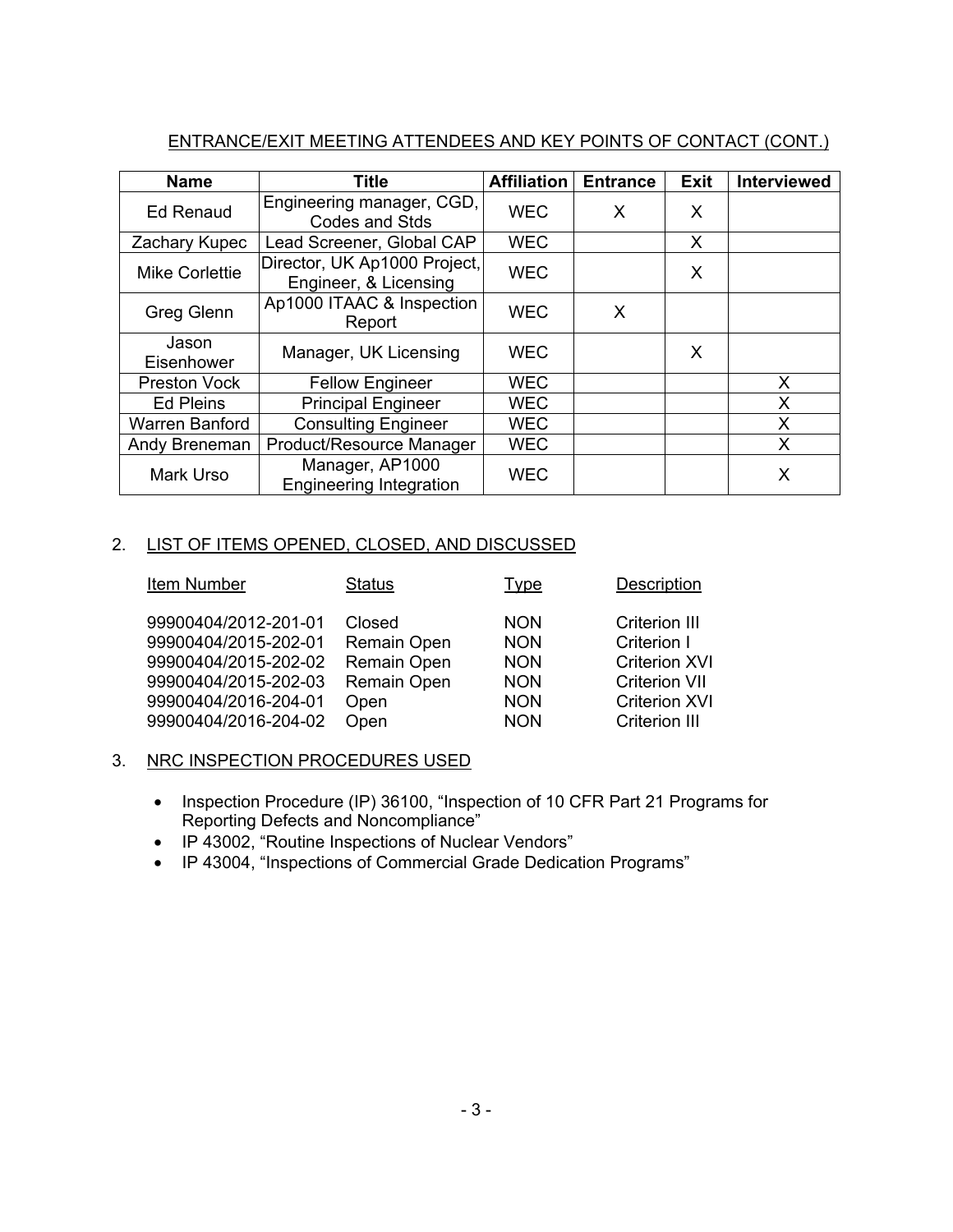ENTRANCE/EXIT MEETING ATTENDEES AND KEY POINTS OF CONTACT (CONT.)

| Name | Title | Affiliation | Entrance | Exit | Interviewed |
|---|---|---|---|---|---|
| Ed Renaud | Engineering manager, CGD, Codes and Stds | WEC | X | X | |
| Zachary Kupec | Lead Screener, Global CAP | WEC | | X | |
| Mike Corlettie | Director, UK Ap1000 Project, Engineer, & Licensing | WEC | | X | |
| Greg Glenn | Ap1000 ITAAC & Inspection Report | WEC | X | | |
| Jason Eisenhower | Manager, UK Licensing | WEC | | X | |
| Preston Vock | Fellow Engineer | WEC | | | X |
| Ed Pleins | Principal Engineer | WEC | | | X |
| Warren Banford | Consulting Engineer | WEC | | | X |
| Andy Breneman | Product/Resource Manager | WEC | | | X |
| Mark Urso | Manager, AP1000 Engineering Integration | WEC | | | X |

2. LIST OF ITEMS OPENED, CLOSED, AND DISCUSSED

| Item Number | Status | Type | Description |
|---|---|---|---|
| 99900404/2012-201-01 | Closed | NON | Criterion III |
| 99900404/2015-202-01 | Remain Open | NON | Criterion I |
| 99900404/2015-202-02 | Remain Open | NON | Criterion XVI |
| 99900404/2015-202-03 | Remain Open | NON | Criterion VII |
| 99900404/2016-204-01 | Open | NON | Criterion XVI |
| 99900404/2016-204-02 | Open | NON | Criterion III |

3. NRC INSPECTION PROCEDURES USED

- Inspection Procedure (IP) 36100, "Inspection of 10 CFR Part 21 Programs for Reporting Defects and Noncompliance"
- IP 43002, "Routine Inspections of Nuclear Vendors"
- IP 43004, "Inspections of Commercial Grade Dedication Programs"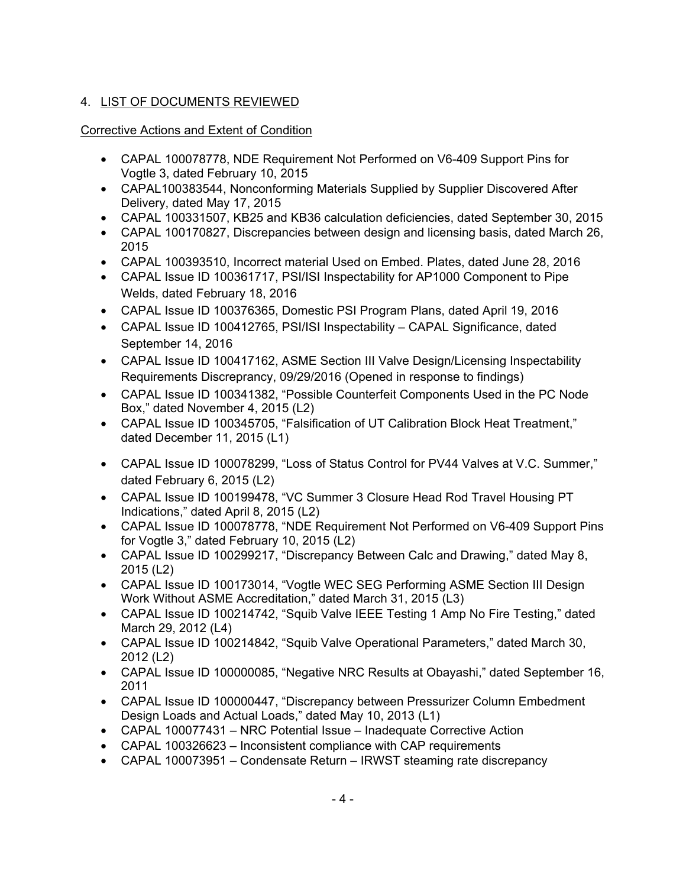## 4. LIST OF DOCUMENTS REVIEWED

### Corrective Actions and Extent of Condition

- CAPAL 100078778, NDE Requirement Not Performed on V6-409 Support Pins for Vogtle 3, dated February 10, 2015
- CAPAL100383544, Nonconforming Materials Supplied by Supplier Discovered After Delivery, dated May 17, 2015
- CAPAL 100331507, KB25 and KB36 calculation deficiencies, dated September 30, 2015
- CAPAL 100170827, Discrepancies between design and licensing basis, dated March 26, 2015
- CAPAL 100393510, Incorrect material Used on Embed. Plates, dated June 28, 2016
- CAPAL Issue ID 100361717, PSI/ISI Inspectability for AP1000 Component to Pipe Welds, dated February 18, 2016
- CAPAL Issue ID 100376365, Domestic PSI Program Plans, dated April 19, 2016
- CAPAL Issue ID 100412765, PSI/ISI Inspectability – CAPAL Significance, dated September 14, 2016
- CAPAL Issue ID 100417162, ASME Section III Valve Design/Licensing Inspectability Requirements Discrepancy, 09/29/2016 (Opened in response to findings)
- CAPAL Issue ID 100341382, "Possible Counterfeit Components Used in the PC Node Box," dated November 4, 2015 (L2)
- CAPAL Issue ID 100345705, "Falsification of UT Calibration Block Heat Treatment," dated December 11, 2015 (L1)
- CAPAL Issue ID 100078299, "Loss of Status Control for PV44 Valves at V.C. Summer," dated February 6, 2015 (L2)
- CAPAL Issue ID 100199478, "VC Summer 3 Closure Head Rod Travel Housing PT Indications," dated April 8, 2015 (L2)
- CAPAL Issue ID 100078778, "NDE Requirement Not Performed on V6-409 Support Pins for Vogtle 3," dated February 10, 2015 (L2)
- CAPAL Issue ID 100299217, "Discrepancy Between Calc and Drawing," dated May 8, 2015 (L2)
- CAPAL Issue ID 100173014, "Vogtle WEC SEG Performing ASME Section III Design Work Without ASME Accreditation," dated March 31, 2015 (L3)
- CAPAL Issue ID 100214742, "Squib Valve IEEE Testing 1 Amp No Fire Testing," dated March 29, 2012 (L4)
- CAPAL Issue ID 100214842, "Squib Valve Operational Parameters," dated March 30, 2012 (L2)
- CAPAL Issue ID 100000085, "Negative NRC Results at Obayashi," dated September 16, 2011
- CAPAL Issue ID 100000447, "Discrepancy between Pressurizer Column Embedment Design Loads and Actual Loads," dated May 10, 2013 (L1)
- CAPAL 100077431 – NRC Potential Issue – Inadequate Corrective Action
- CAPAL 100326623 – Inconsistent compliance with CAP requirements
- CAPAL 100073951 – Condensate Return – IRWST steaming rate discrepancy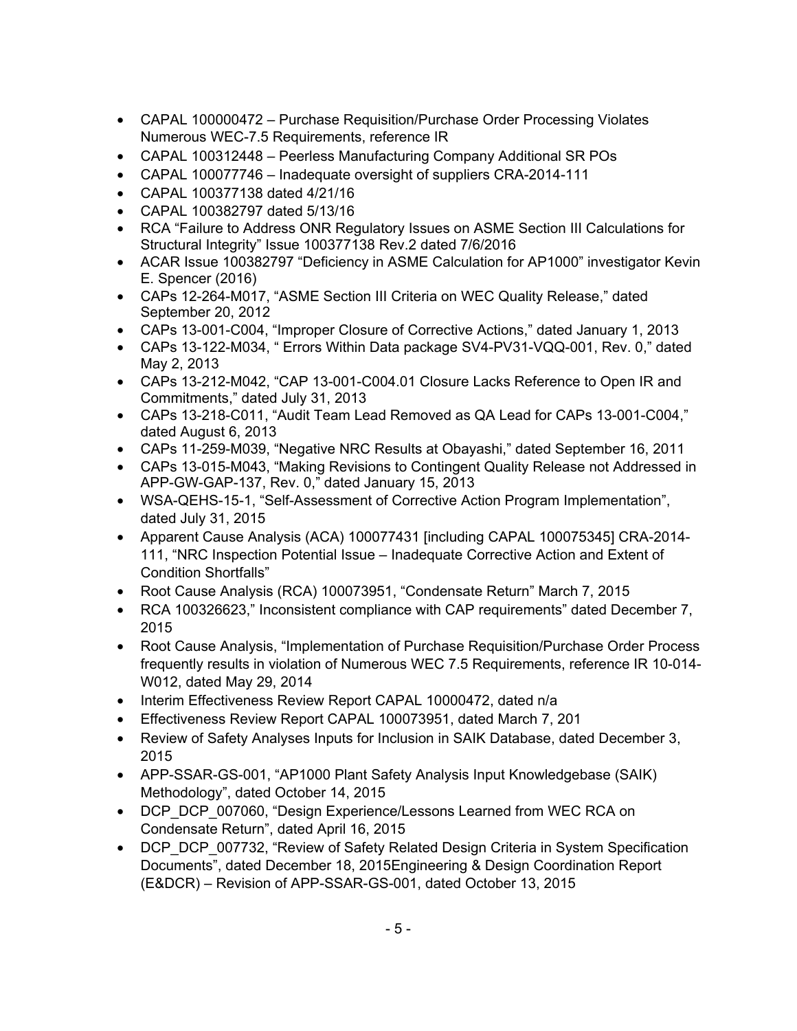- CAPAL 100000472 – Purchase Requisition/Purchase Order Processing Violates Numerous WEC-7.5 Requirements, reference IR
- CAPAL 100312448 – Peerless Manufacturing Company Additional SR POs
- CAPAL 100077746 – Inadequate oversight of suppliers CRA-2014-111
- CAPAL 100377138 dated 4/21/16
- CAPAL 100382797 dated 5/13/16
- RCA "Failure to Address ONR Regulatory Issues on ASME Section III Calculations for Structural Integrity" Issue 100377138 Rev.2 dated 7/6/2016
- ACAR Issue 100382797 "Deficiency in ASME Calculation for AP1000" investigator Kevin E. Spencer (2016)
- CAPs 12-264-M017, "ASME Section III Criteria on WEC Quality Release," dated September 20, 2012
- CAPs 13-001-C004, "Improper Closure of Corrective Actions," dated January 1, 2013
- CAPs 13-122-M034, " Errors Within Data package SV4-PV31-VQQ-001, Rev. 0," dated May 2, 2013
- CAPs 13-212-M042, "CAP 13-001-C004.01 Closure Lacks Reference to Open IR and Commitments," dated July 31, 2013
- CAPs 13-218-C011, "Audit Team Lead Removed as QA Lead for CAPs 13-001-C004," dated August 6, 2013
- CAPs 11-259-M039, "Negative NRC Results at Obayashi," dated September 16, 2011
- CAPs 13-015-M043, "Making Revisions to Contingent Quality Release not Addressed in APP-GW-GAP-137, Rev. 0," dated January 15, 2013
- WSA-QEHS-15-1, "Self-Assessment of Corrective Action Program Implementation", dated July 31, 2015
- Apparent Cause Analysis (ACA) 100077431 [including CAPAL 100075345] CRA-2014-111, "NRC Inspection Potential Issue – Inadequate Corrective Action and Extent of Condition Shortfalls"
- Root Cause Analysis (RCA) 100073951, "Condensate Return" March 7, 2015
- RCA 100326623," Inconsistent compliance with CAP requirements" dated December 7, 2015
- Root Cause Analysis, "Implementation of Purchase Requisition/Purchase Order Process frequently results in violation of Numerous WEC 7.5 Requirements, reference IR 10-014-W012, dated May 29, 2014
- Interim Effectiveness Review Report CAPAL 10000472, dated n/a
- Effectiveness Review Report CAPAL 100073951, dated March 7, 201
- Review of Safety Analyses Inputs for Inclusion in SAIK Database, dated December 3, 2015
- APP-SSAR-GS-001, "AP1000 Plant Safety Analysis Input Knowledgebase (SAIK) Methodology", dated October 14, 2015
- DCP_DCP_007060, "Design Experience/Lessons Learned from WEC RCA on Condensate Return", dated April 16, 2015
- DCP_DCP_007732, "Review of Safety Related Design Criteria in System Specification Documents", dated December 18, 2015Engineering & Design Coordination Report (E&DCR) – Revision of APP-SSAR-GS-001, dated October 13, 2015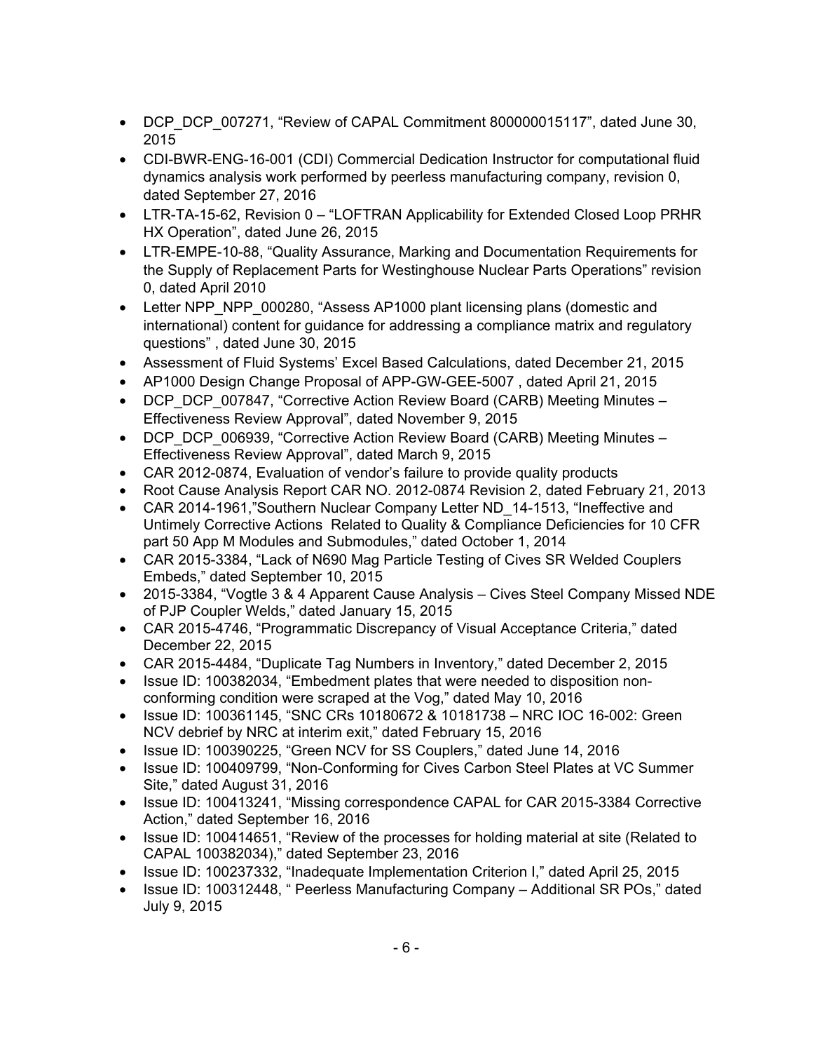- DCP_DCP_007271, "Review of CAPAL Commitment 800000015117", dated June 30, 2015
- CDI-BWR-ENG-16-001 (CDI) Commercial Dedication Instructor for computational fluid dynamics analysis work performed by peerless manufacturing company, revision 0, dated September 27, 2016
- LTR-TA-15-62, Revision 0 – "LOFTRAN Applicability for Extended Closed Loop PRHR HX Operation", dated June 26, 2015
- LTR-EMPE-10-88, "Quality Assurance, Marking and Documentation Requirements for the Supply of Replacement Parts for Westinghouse Nuclear Parts Operations" revision 0, dated April 2010
- Letter NPP_NPP_000280, "Assess AP1000 plant licensing plans (domestic and international) content for guidance for addressing a compliance matrix and regulatory questions" , dated June 30, 2015
- Assessment of Fluid Systems' Excel Based Calculations, dated December 21, 2015
- AP1000 Design Change Proposal of APP-GW-GEE-5007 , dated April 21, 2015
- DCP_DCP_007847, "Corrective Action Review Board (CARB) Meeting Minutes – Effectiveness Review Approval", dated November 9, 2015
- DCP_DCP_006939, "Corrective Action Review Board (CARB) Meeting Minutes – Effectiveness Review Approval", dated March 9, 2015
- CAR 2012-0874, Evaluation of vendor's failure to provide quality products
- Root Cause Analysis Report CAR NO. 2012-0874 Revision 2, dated February 21, 2013
- CAR 2014-1961,"Southern Nuclear Company Letter ND_14-1513, "Ineffective and Untimely Corrective Actions Related to Quality & Compliance Deficiencies for 10 CFR part 50 App M Modules and Submodules," dated October 1, 2014
- CAR 2015-3384, "Lack of N690 Mag Particle Testing of Cives SR Welded Couplers Embeds," dated September 10, 2015
- 2015-3384, "Vogtle 3 & 4 Apparent Cause Analysis – Cives Steel Company Missed NDE of PJP Coupler Welds," dated January 15, 2015
- CAR 2015-4746, "Programmatic Discrepancy of Visual Acceptance Criteria," dated December 22, 2015
- CAR 2015-4484, "Duplicate Tag Numbers in Inventory," dated December 2, 2015
- Issue ID: 100382034, "Embedment plates that were needed to disposition non-conforming condition were scraped at the Vog," dated May 10, 2016
- Issue ID: 100361145, "SNC CRs 10180672 & 10181738 – NRC IOC 16-002: Green NCV debrief by NRC at interim exit," dated February 15, 2016
- Issue ID: 100390225, "Green NCV for SS Couplers," dated June 14, 2016
- Issue ID: 100409799, "Non-Conforming for Cives Carbon Steel Plates at VC Summer Site," dated August 31, 2016
- Issue ID: 100413241, "Missing correspondence CAPAL for CAR 2015-3384 Corrective Action," dated September 16, 2016
- Issue ID: 100414651, "Review of the processes for holding material at site (Related to CAPAL 100382034)," dated September 23, 2016
- Issue ID: 100237332, "Inadequate Implementation Criterion I," dated April 25, 2015
- Issue ID: 100312448, " Peerless Manufacturing Company – Additional SR POs," dated July 9, 2015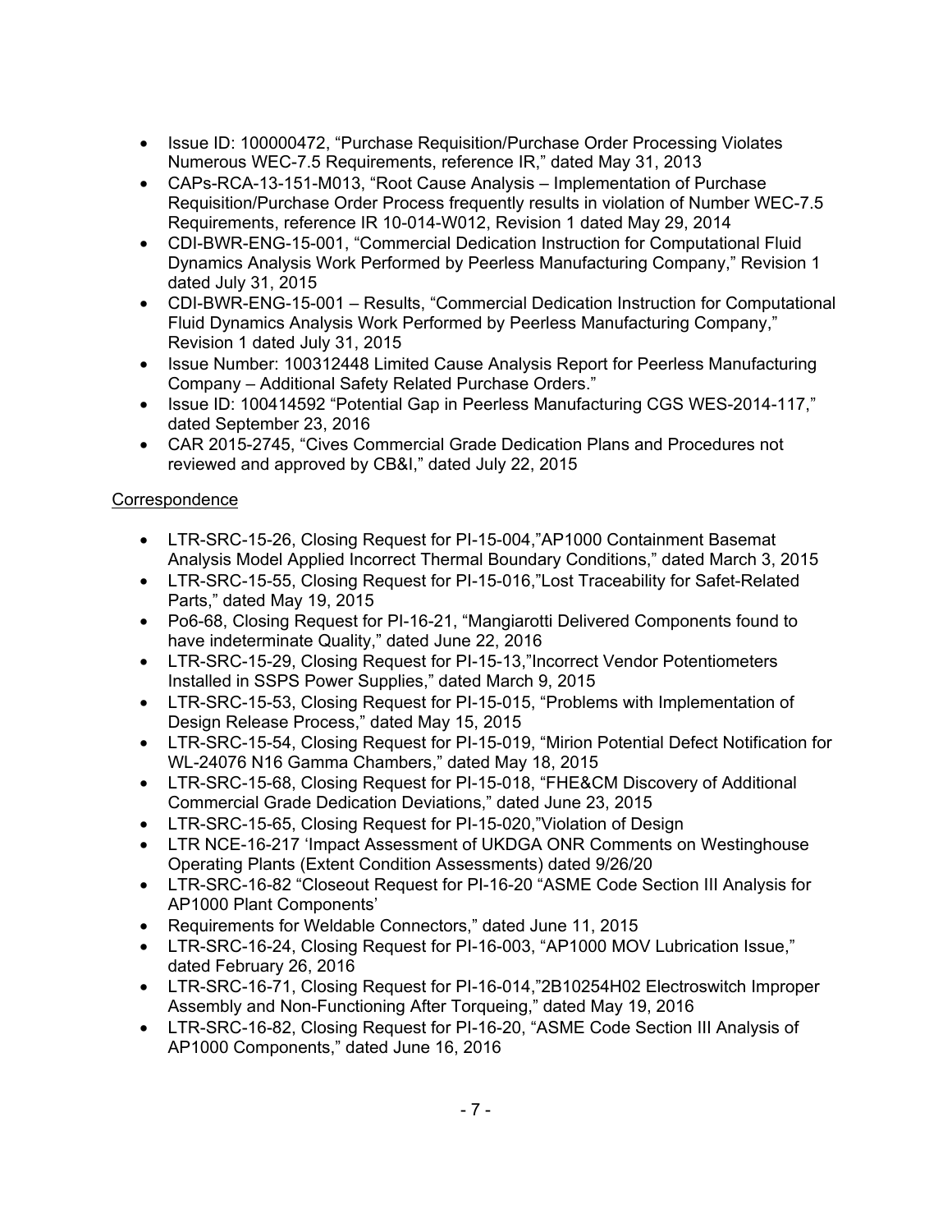- Issue ID: 100000472, "Purchase Requisition/Purchase Order Processing Violates Numerous WEC-7.5 Requirements, reference IR," dated May 31, 2013
- CAPs-RCA-13-151-M013, "Root Cause Analysis – Implementation of Purchase Requisition/Purchase Order Process frequently results in violation of Number WEC-7.5 Requirements, reference IR 10-014-W012, Revision 1 dated May 29, 2014
- CDI-BWR-ENG-15-001, "Commercial Dedication Instruction for Computational Fluid Dynamics Analysis Work Performed by Peerless Manufacturing Company," Revision 1 dated July 31, 2015
- CDI-BWR-ENG-15-001 – Results, "Commercial Dedication Instruction for Computational Fluid Dynamics Analysis Work Performed by Peerless Manufacturing Company," Revision 1 dated July 31, 2015
- Issue Number: 100312448 Limited Cause Analysis Report for Peerless Manufacturing Company – Additional Safety Related Purchase Orders."
- Issue ID: 100414592 "Potential Gap in Peerless Manufacturing CGS WES-2014-117," dated September 23, 2016
- CAR 2015-2745, "Cives Commercial Grade Dedication Plans and Procedures not reviewed and approved by CB&I," dated July 22, 2015

Correspondence

- LTR-SRC-15-26, Closing Request for PI-15-004,"AP1000 Containment Basemat Analysis Model Applied Incorrect Thermal Boundary Conditions," dated March 3, 2015
- LTR-SRC-15-55, Closing Request for PI-15-016,"Lost Traceability for Safet-Related Parts," dated May 19, 2015
- Po6-68, Closing Request for PI-16-21, "Mangiarotti Delivered Components found to have indeterminate Quality," dated June 22, 2016
- LTR-SRC-15-29, Closing Request for PI-15-13,"Incorrect Vendor Potentiometers Installed in SSPS Power Supplies," dated March 9, 2015
- LTR-SRC-15-53, Closing Request for PI-15-015, "Problems with Implementation of Design Release Process," dated May 15, 2015
- LTR-SRC-15-54, Closing Request for PI-15-019, "Mirion Potential Defect Notification for WL-24076 N16 Gamma Chambers," dated May 18, 2015
- LTR-SRC-15-68, Closing Request for PI-15-018, "FHE&CM Discovery of Additional Commercial Grade Dedication Deviations," dated June 23, 2015
- LTR-SRC-15-65, Closing Request for PI-15-020,"Violation of Design
- LTR NCE-16-217 'Impact Assessment of UKDGA ONR Comments on Westinghouse Operating Plants (Extent Condition Assessments) dated 9/26/20
- LTR-SRC-16-82 "Closeout Request for PI-16-20 "ASME Code Section III Analysis for AP1000 Plant Components'
- Requirements for Weldable Connectors," dated June 11, 2015
- LTR-SRC-16-24, Closing Request for PI-16-003, "AP1000 MOV Lubrication Issue," dated February 26, 2016
- LTR-SRC-16-71, Closing Request for PI-16-014,"2B10254H02 Electroswitch Improper Assembly and Non-Functioning After Torqueing," dated May 19, 2016
- LTR-SRC-16-82, Closing Request for PI-16-20, "ASME Code Section III Analysis of AP1000 Components," dated June 16, 2016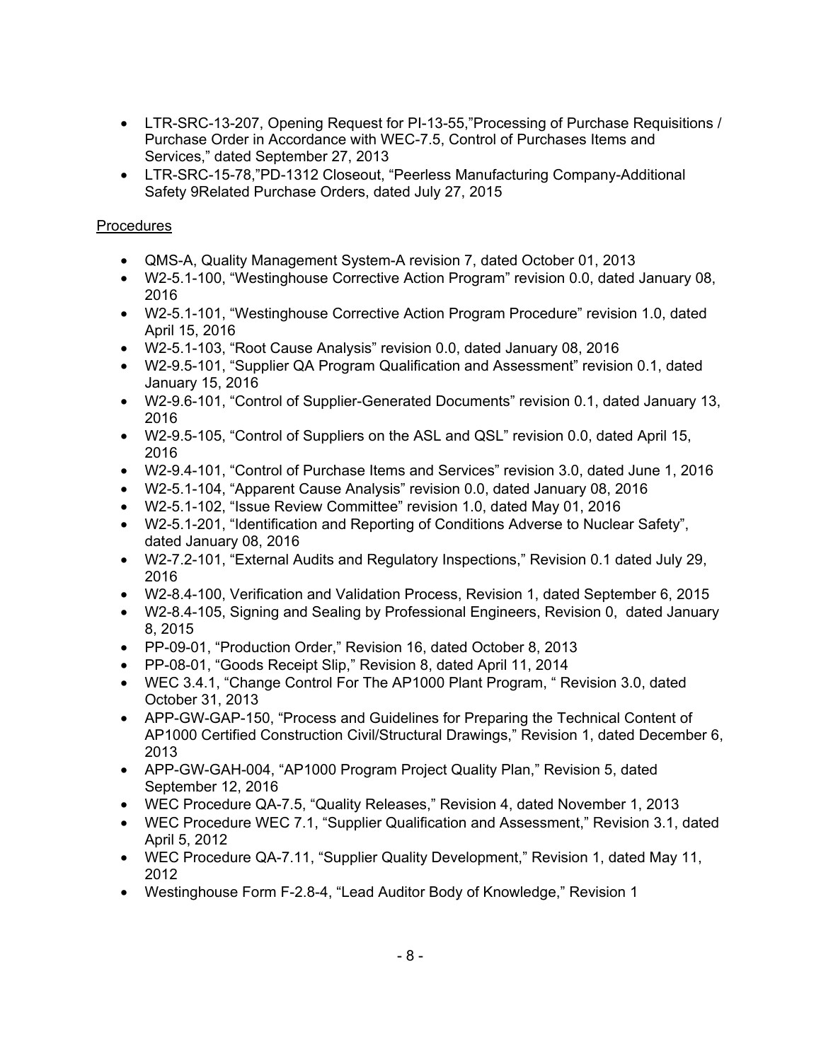- LTR-SRC-13-207, Opening Request for PI-13-55,"Processing of Purchase Requisitions / Purchase Order in Accordance with WEC-7.5, Control of Purchases Items and Services," dated September 27, 2013
- LTR-SRC-15-78,"PD-1312 Closeout, "Peerless Manufacturing Company-Additional Safety 9Related Purchase Orders, dated July 27, 2015

Procedures

- QMS-A, Quality Management System-A revision 7, dated October 01, 2013
- W2-5.1-100, "Westinghouse Corrective Action Program" revision 0.0, dated January 08, 2016
- W2-5.1-101, "Westinghouse Corrective Action Program Procedure" revision 1.0, dated April 15, 2016
- W2-5.1-103, "Root Cause Analysis" revision 0.0, dated January 08, 2016
- W2-9.5-101, "Supplier QA Program Qualification and Assessment" revision 0.1, dated January 15, 2016
- W2-9.6-101, "Control of Supplier-Generated Documents" revision 0.1, dated January 13, 2016
- W2-9.5-105, "Control of Suppliers on the ASL and QSL" revision 0.0, dated April 15, 2016
- W2-9.4-101, "Control of Purchase Items and Services" revision 3.0, dated June 1, 2016
- W2-5.1-104, "Apparent Cause Analysis" revision 0.0, dated January 08, 2016
- W2-5.1-102, "Issue Review Committee" revision 1.0, dated May 01, 2016
- W2-5.1-201, "Identification and Reporting of Conditions Adverse to Nuclear Safety", dated January 08, 2016
- W2-7.2-101, "External Audits and Regulatory Inspections," Revision 0.1 dated July 29, 2016
- W2-8.4-100, Verification and Validation Process, Revision 1, dated September 6, 2015
- W2-8.4-105, Signing and Sealing by Professional Engineers, Revision 0, dated January 8, 2015
- PP-09-01, "Production Order," Revision 16, dated October 8, 2013
- PP-08-01, "Goods Receipt Slip," Revision 8, dated April 11, 2014
- WEC 3.4.1, "Change Control For The AP1000 Plant Program, " Revision 3.0, dated October 31, 2013
- APP-GW-GAP-150, "Process and Guidelines for Preparing the Technical Content of AP1000 Certified Construction Civil/Structural Drawings," Revision 1, dated December 6, 2013
- APP-GW-GAH-004, "AP1000 Program Project Quality Plan," Revision 5, dated September 12, 2016
- WEC Procedure QA-7.5, "Quality Releases," Revision 4, dated November 1, 2013
- WEC Procedure WEC 7.1, "Supplier Qualification and Assessment," Revision 3.1, dated April 5, 2012
- WEC Procedure QA-7.11, "Supplier Quality Development," Revision 1, dated May 11, 2012
- Westinghouse Form F-2.8-4, "Lead Auditor Body of Knowledge," Revision 1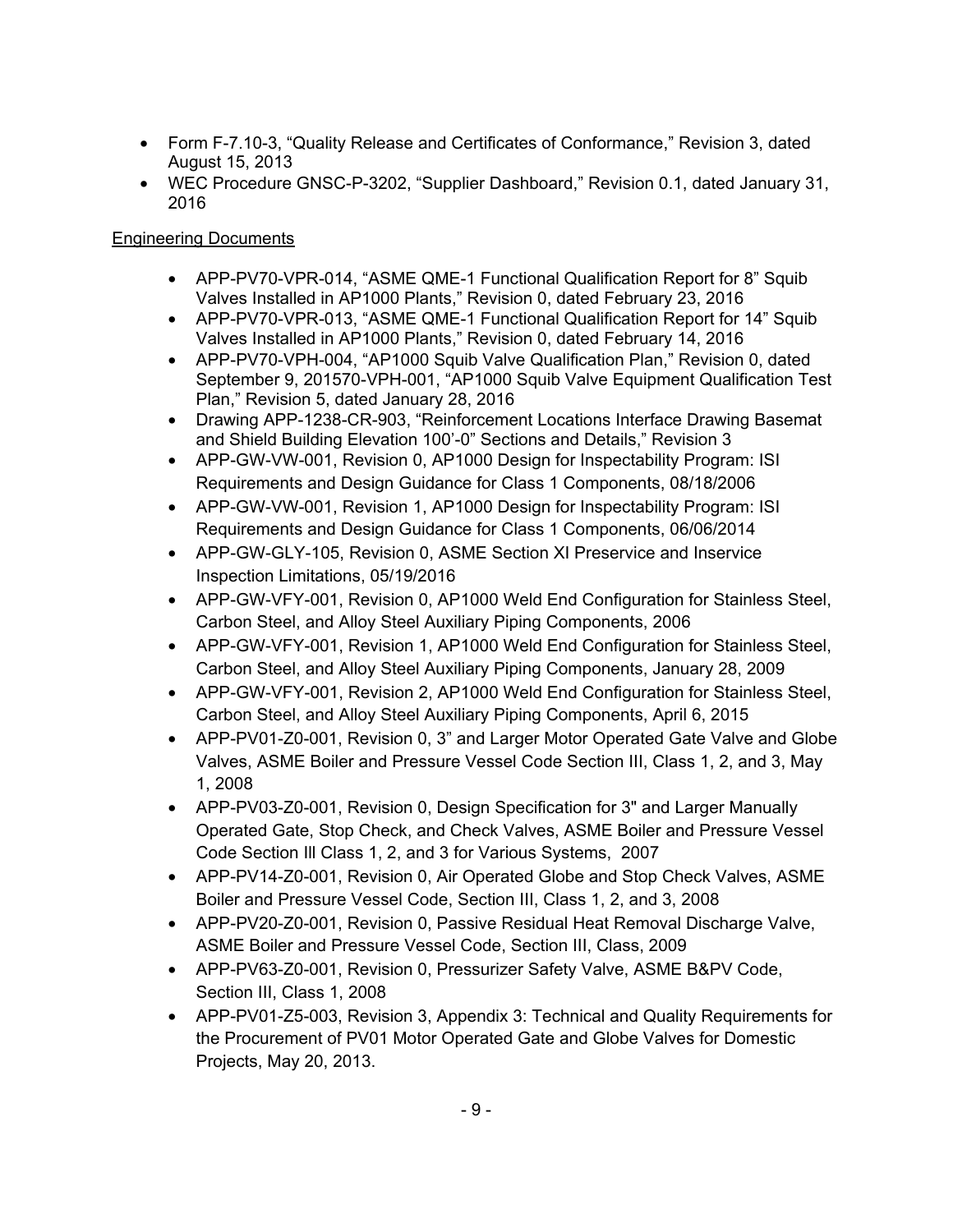- Form F-7.10-3, “Quality Release and Certificates of Conformance,” Revision 3, dated August 15, 2013
- WEC Procedure GNSC-P-3202, “Supplier Dashboard,” Revision 0.1, dated January 31, 2016

Engineering Documents

- APP-PV70-VPR-014, “ASME QME-1 Functional Qualification Report for 8” Squib Valves Installed in AP1000 Plants,” Revision 0, dated February 23, 2016
- APP-PV70-VPR-013, “ASME QME-1 Functional Qualification Report for 14” Squib Valves Installed in AP1000 Plants,” Revision 0, dated February 14, 2016
- APP-PV70-VPH-004, “AP1000 Squib Valve Qualification Plan,” Revision 0, dated September 9, 201570-VPH-001, “AP1000 Squib Valve Equipment Qualification Test Plan,” Revision 5, dated January 28, 2016
- Drawing APP-1238-CR-903, “Reinforcement Locations Interface Drawing Basemat and Shield Building Elevation 100’-0” Sections and Details,” Revision 3
- APP-GW-VW-001, Revision 0, AP1000 Design for Inspectability Program: ISI Requirements and Design Guidance for Class 1 Components, 08/18/2006
- APP-GW-VW-001, Revision 1, AP1000 Design for Inspectability Program: ISI Requirements and Design Guidance for Class 1 Components, 06/06/2014
- APP-GW-GLY-105, Revision 0, ASME Section XI Preservice and Inservice Inspection Limitations, 05/19/2016
- APP-GW-VFY-001, Revision 0, AP1000 Weld End Configuration for Stainless Steel, Carbon Steel, and Alloy Steel Auxiliary Piping Components, 2006
- APP-GW-VFY-001, Revision 1, AP1000 Weld End Configuration for Stainless Steel, Carbon Steel, and Alloy Steel Auxiliary Piping Components, January 28, 2009
- APP-GW-VFY-001, Revision 2, AP1000 Weld End Configuration for Stainless Steel, Carbon Steel, and Alloy Steel Auxiliary Piping Components, April 6, 2015
- APP-PV01-Z0-001, Revision 0, 3” and Larger Motor Operated Gate Valve and Globe Valves, ASME Boiler and Pressure Vessel Code Section III, Class 1, 2, and 3, May 1, 2008
- APP-PV03-Z0-001, Revision 0, Design Specification for 3" and Larger Manually Operated Gate, Stop Check, and Check Valves, ASME Boiler and Pressure Vessel Code Section III Class 1, 2, and 3 for Various Systems, 2007
- APP-PV14-Z0-001, Revision 0, Air Operated Globe and Stop Check Valves, ASME Boiler and Pressure Vessel Code, Section III, Class 1, 2, and 3, 2008
- APP-PV20-Z0-001, Revision 0, Passive Residual Heat Removal Discharge Valve, ASME Boiler and Pressure Vessel Code, Section III, Class, 2009
- APP-PV63-Z0-001, Revision 0, Pressurizer Safety Valve, ASME B&PV Code, Section III, Class 1, 2008
- APP-PV01-Z5-003, Revision 3, Appendix 3: Technical and Quality Requirements for the Procurement of PV01 Motor Operated Gate and Globe Valves for Domestic Projects, May 20, 2013.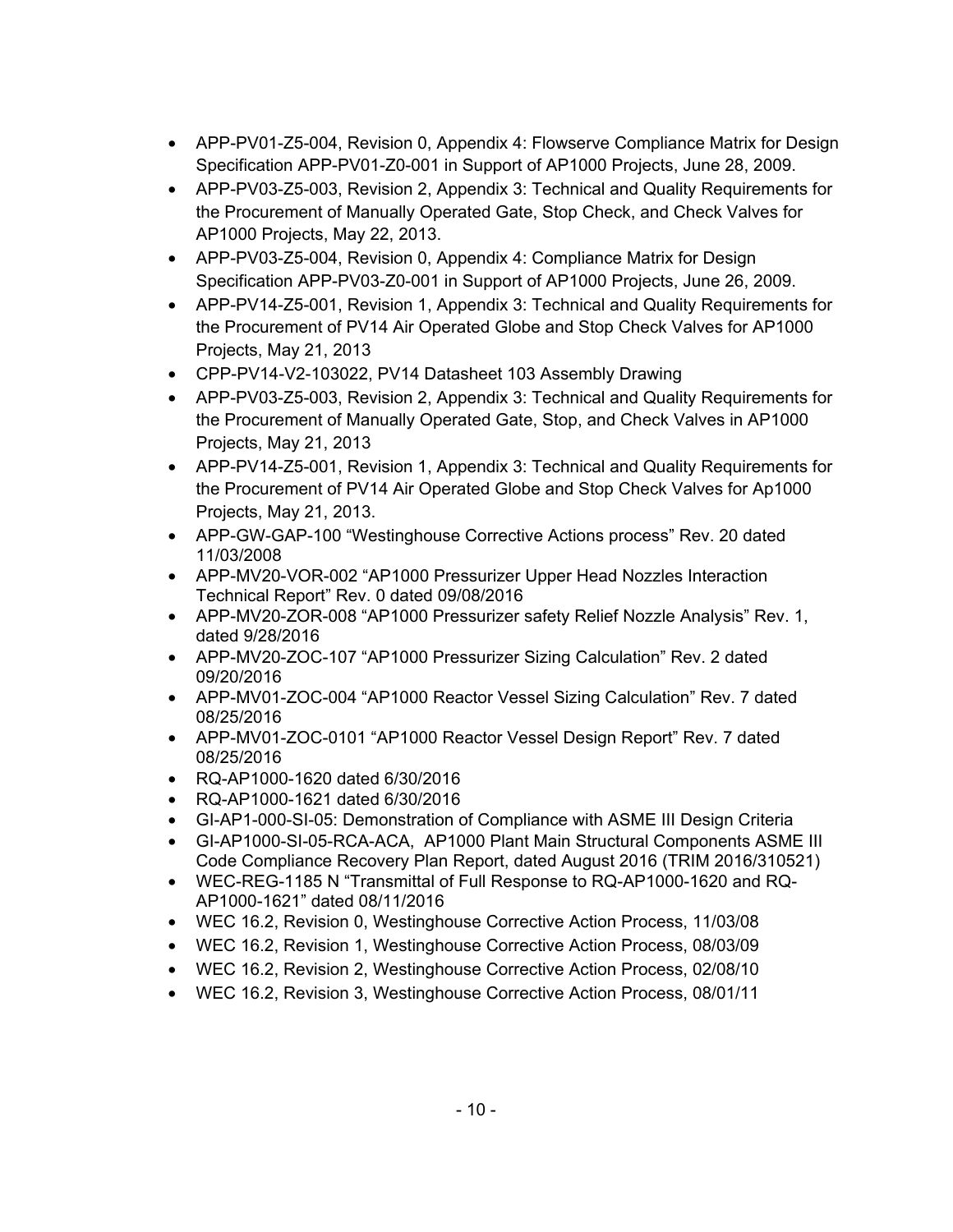- APP-PV01-Z5-004, Revision 0, Appendix 4: Flowserve Compliance Matrix for Design Specification APP-PV01-Z0-001 in Support of AP1000 Projects, June 28, 2009.
- APP-PV03-Z5-003, Revision 2, Appendix 3: Technical and Quality Requirements for the Procurement of Manually Operated Gate, Stop Check, and Check Valves for AP1000 Projects, May 22, 2013.
- APP-PV03-Z5-004, Revision 0, Appendix 4: Compliance Matrix for Design Specification APP-PV03-Z0-001 in Support of AP1000 Projects, June 26, 2009.
- APP-PV14-Z5-001, Revision 1, Appendix 3: Technical and Quality Requirements for the Procurement of PV14 Air Operated Globe and Stop Check Valves for AP1000 Projects, May 21, 2013
- CPP-PV14-V2-103022, PV14 Datasheet 103 Assembly Drawing
- APP-PV03-Z5-003, Revision 2, Appendix 3: Technical and Quality Requirements for the Procurement of Manually Operated Gate, Stop, and Check Valves in AP1000 Projects, May 21, 2013
- APP-PV14-Z5-001, Revision 1, Appendix 3: Technical and Quality Requirements for the Procurement of PV14 Air Operated Globe and Stop Check Valves for Ap1000 Projects, May 21, 2013.
- APP-GW-GAP-100 "Westinghouse Corrective Actions process" Rev. 20 dated 11/03/2008
- APP-MV20-VOR-002 "AP1000 Pressurizer Upper Head Nozzles Interaction Technical Report" Rev. 0 dated 09/08/2016
- APP-MV20-ZOR-008 "AP1000 Pressurizer safety Relief Nozzle Analysis" Rev. 1, dated 9/28/2016
- APP-MV20-ZOC-107 "AP1000 Pressurizer Sizing Calculation" Rev. 2 dated 09/20/2016
- APP-MV01-ZOC-004 "AP1000 Reactor Vessel Sizing Calculation" Rev. 7 dated 08/25/2016
- APP-MV01-ZOC-0101 "AP1000 Reactor Vessel Design Report" Rev. 7 dated 08/25/2016
- RQ-AP1000-1620 dated 6/30/2016
- RQ-AP1000-1621 dated 6/30/2016
- GI-AP1-000-SI-05: Demonstration of Compliance with ASME III Design Criteria
- GI-AP1000-SI-05-RCA-ACA, AP1000 Plant Main Structural Components ASME III Code Compliance Recovery Plan Report, dated August 2016 (TRIM 2016/310521)
- WEC-REG-1185 N "Transmittal of Full Response to RQ-AP1000-1620 and RQ-AP1000-1621" dated 08/11/2016
- WEC 16.2, Revision 0, Westinghouse Corrective Action Process, 11/03/08
- WEC 16.2, Revision 1, Westinghouse Corrective Action Process, 08/03/09
- WEC 16.2, Revision 2, Westinghouse Corrective Action Process, 02/08/10
- WEC 16.2, Revision 3, Westinghouse Corrective Action Process, 08/01/11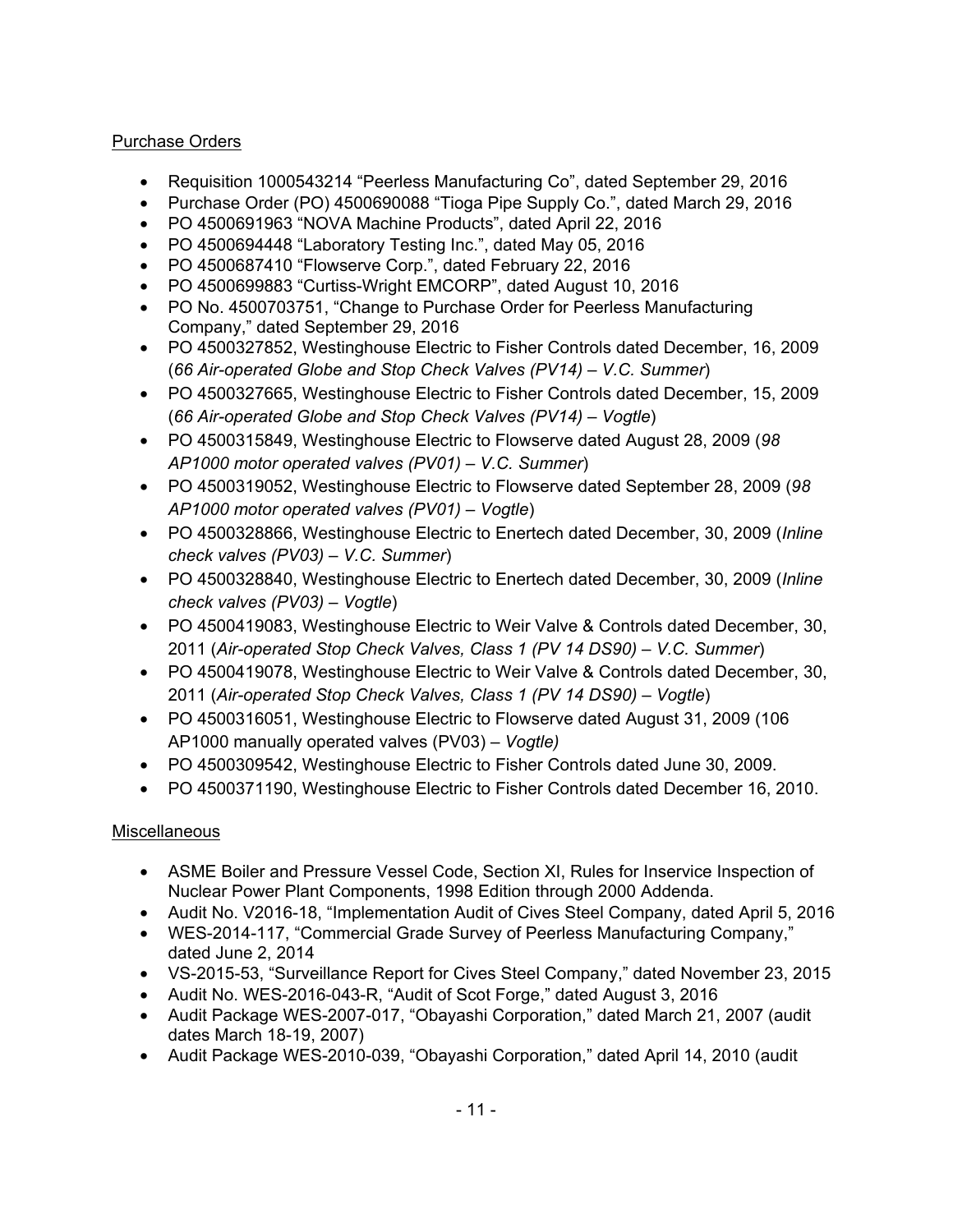Purchase Orders

- Requisition 1000543214 "Peerless Manufacturing Co", dated September 29, 2016
- Purchase Order (PO) 4500690088 "Tioga Pipe Supply Co.", dated March 29, 2016
- PO 4500691963 "NOVA Machine Products", dated April 22, 2016
- PO 4500694448 "Laboratory Testing Inc.", dated May 05, 2016
- PO 4500687410 "Flowserve Corp.", dated February 22, 2016
- PO 4500699883 "Curtiss-Wright EMCORP", dated August 10, 2016
- PO No. 4500703751, "Change to Purchase Order for Peerless Manufacturing Company," dated September 29, 2016
- PO 4500327852, Westinghouse Electric to Fisher Controls dated December, 16, 2009 (*66 Air-operated Globe and Stop Check Valves (PV14) – V.C. Summer*)
- PO 4500327665, Westinghouse Electric to Fisher Controls dated December, 15, 2009 (*66 Air-operated Globe and Stop Check Valves (PV14) – Vogtle*)
- PO 4500315849, Westinghouse Electric to Flowserve dated August 28, 2009 (*98 AP1000 motor operated valves (PV01) – V.C. Summer*)
- PO 4500319052, Westinghouse Electric to Flowserve dated September 28, 2009 (*98 AP1000 motor operated valves (PV01) – Vogtle*)
- PO 4500328866, Westinghouse Electric to Enertech dated December, 30, 2009 (*Inline check valves (PV03) – V.C. Summer*)
- PO 4500328840, Westinghouse Electric to Enertech dated December, 30, 2009 (*Inline check valves (PV03) – Vogtle*)
- PO 4500419083, Westinghouse Electric to Weir Valve & Controls dated December, 30, 2011 (*Air-operated Stop Check Valves, Class 1 (PV 14 DS90) – V.C. Summer*)
- PO 4500419078, Westinghouse Electric to Weir Valve & Controls dated December, 30, 2011 (*Air-operated Stop Check Valves, Class 1 (PV 14 DS90) – Vogtle*)
- PO 4500316051, Westinghouse Electric to Flowserve dated August 31, 2009 (106 AP1000 manually operated valves (PV03) – *Vogtle)*
- PO 4500309542, Westinghouse Electric to Fisher Controls dated June 30, 2009.
- PO 4500371190, Westinghouse Electric to Fisher Controls dated December 16, 2010.

Miscellaneous

- ASME Boiler and Pressure Vessel Code, Section XI, Rules for Inservice Inspection of Nuclear Power Plant Components, 1998 Edition through 2000 Addenda.
- Audit No. V2016-18, "Implementation Audit of Cives Steel Company, dated April 5, 2016
- WES-2014-117, "Commercial Grade Survey of Peerless Manufacturing Company," dated June 2, 2014
- VS-2015-53, "Surveillance Report for Cives Steel Company," dated November 23, 2015
- Audit No. WES-2016-043-R, "Audit of Scot Forge," dated August 3, 2016
- Audit Package WES-2007-017, "Obayashi Corporation," dated March 21, 2007 (audit dates March 18-19, 2007)
- Audit Package WES-2010-039, "Obayashi Corporation," dated April 14, 2010 (audit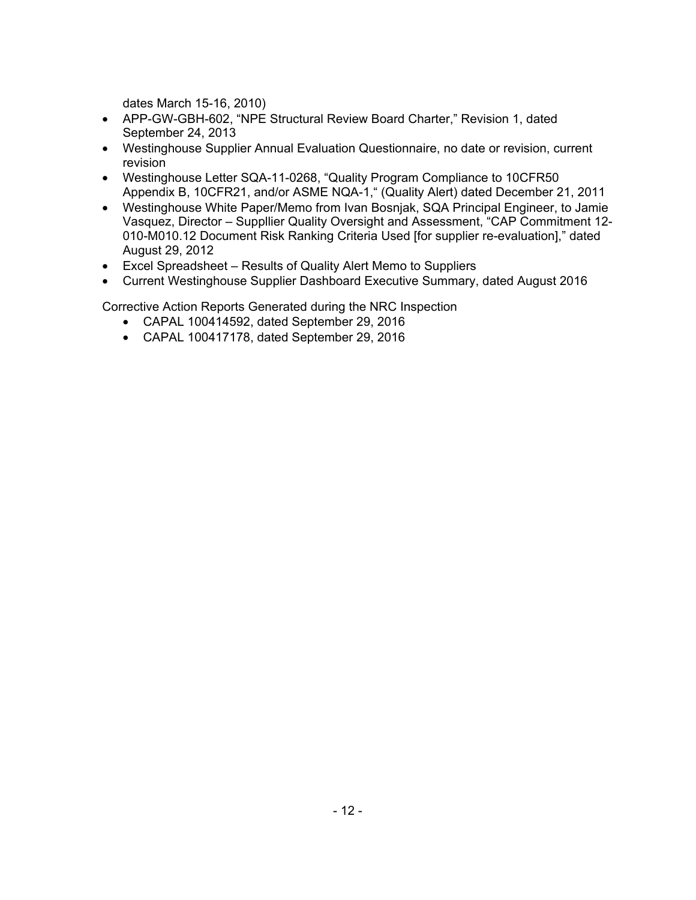dates March 15-16, 2010)

- APP-GW-GBH-602, “NPE Structural Review Board Charter,” Revision 1, dated September 24, 2013
- Westinghouse Supplier Annual Evaluation Questionnaire, no date or revision, current revision
- Westinghouse Letter SQA-11-0268, “Quality Program Compliance to 10CFR50 Appendix B, 10CFR21, and/or ASME NQA-1,“ (Quality Alert) dated December 21, 2011
- Westinghouse White Paper/Memo from Ivan Bosnjak, SQA Principal Engineer, to Jamie Vasquez, Director – Suppllier Quality Oversight and Assessment, “CAP Commitment 12-010-M010.12 Document Risk Ranking Criteria Used [for supplier re-evaluation],” dated August 29, 2012
- Excel Spreadsheet – Results of Quality Alert Memo to Suppliers
- Current Westinghouse Supplier Dashboard Executive Summary, dated August 2016

Corrective Action Reports Generated during the NRC Inspection

- CAPAL 100414592, dated September 29, 2016
- CAPAL 100417178, dated September 29, 2016